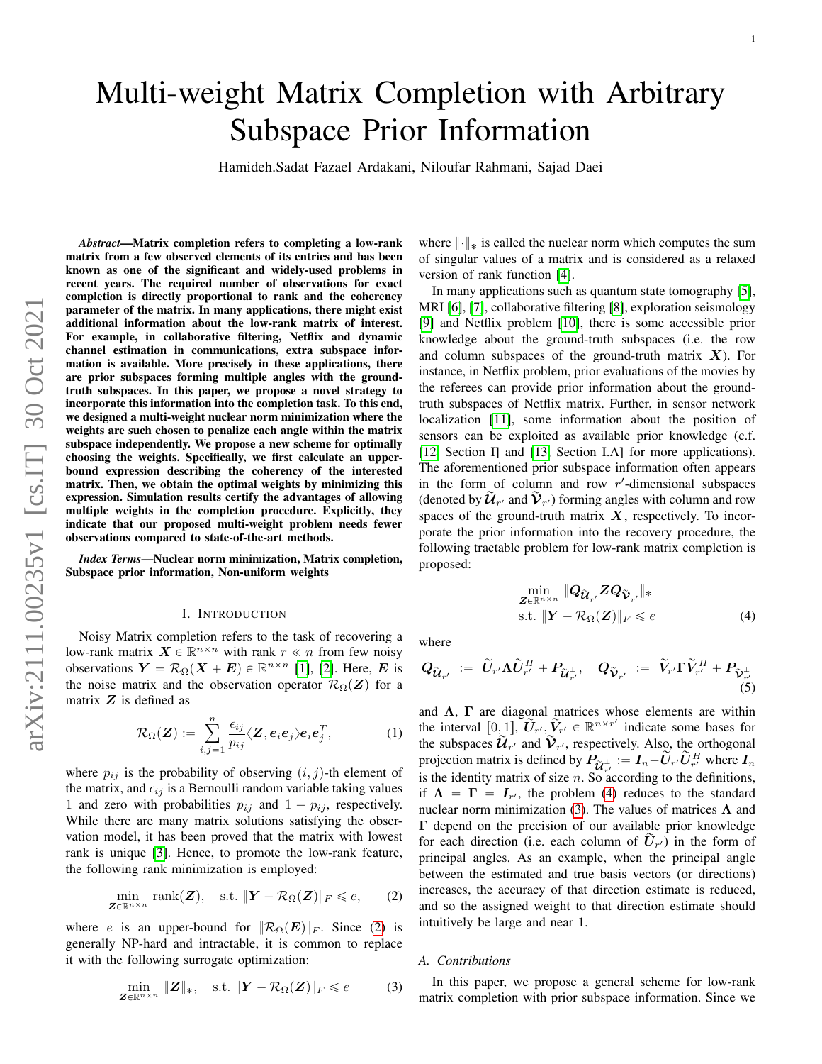# Multi-weight Matrix Completion with Arbitrary Subspace Prior Information

Hamideh.Sadat Fazael Ardakani, Niloufar Rahmani, Sajad Daei

***Abstract*—Matrix completion refers to completing a low-rank matrix from a few observed elements of its entries and has been known as one of the significant and widely-used problems in recent years. The required number of observations for exact completion is directly proportional to rank and the coherency parameter of the matrix. In many applications, there might exist additional information about the low-rank matrix of interest. For example, in collaborative filtering, Netflix and dynamic channel estimation in communications, extra subspace information is available. More precisely in these applications, there are prior subspaces forming multiple angles with the ground-truth subspaces. In this paper, we propose a novel strategy to incorporate this information into the completion task. To this end, we designed a multi-weight nuclear norm minimization where the weights are such chosen to penalize each angle within the matrix subspace independently. We propose a new scheme for optimally choosing the weights. Specifically, we first calculate an upper-bound expression describing the coherency of the interested matrix. Then, we obtain the optimal weights by minimizing this expression. Simulation results certify the advantages of allowing multiple weights in the completion procedure. Explicitly, they indicate that our proposed multi-weight problem needs fewer observations compared to state-of-the-art methods.**

***Index Terms*—Nuclear norm minimization, Matrix completion, Subspace prior information, Non-uniform weights**

## I. Introduction

Noisy Matrix completion refers to the task of recovering a low-rank matrix $\boldsymbol{X}\in\mathbb{R}^{n\times n}$ with rank $r \ll n$ from few noisy observations $\boldsymbol{Y}=\mathcal{R}_{\Omega}(\boldsymbol{X}+\boldsymbol{E})\in\mathbb{R}^{n\times n}$ [1], [2]. Here, $\boldsymbol{E}$ is the noise matrix and the observation operator $\mathcal{R}_{\Omega}(\boldsymbol{Z})$ for a matrix $\boldsymbol{Z}$ is defined as

$$\mathcal{R}_{\Omega}(\boldsymbol{Z}) := \sum_{i,j=1}^{n}\frac{\epsilon_{ij}}{p_{ij}}\langle \boldsymbol{Z}, \boldsymbol{e}_i\boldsymbol{e}_j\rangle \boldsymbol{e}_i\boldsymbol{e}_j^T, \tag{1}$$

where $p_{ij}$ is the probability of observing $(i,j)$-th element of the matrix, and $\epsilon_{ij}$ is a Bernoulli random variable taking values 1 and zero with probabilities $p_{ij}$ and $1-p_{ij}$, respectively. While there are many matrix solutions satisfying the observation model, it has been proved that the matrix with lowest rank is unique [3]. Hence, to promote the low-rank feature, the following rank minimization is employed:

$$\min_{\boldsymbol{Z}\in\mathbb{R}^{n\times n}} \operatorname{rank}(\boldsymbol{Z}), \quad \text{s.t. } \|\boldsymbol{Y}-\mathcal{R}_{\Omega}(\boldsymbol{Z})\|_F \leqslant e, \tag{2}$$

where $e$ is an upper-bound for $\|\mathcal{R}_{\Omega}(\boldsymbol{E})\|_F$. Since (2) is generally NP-hard and intractable, it is common to replace it with the following surrogate optimization:

$$\min_{\boldsymbol{Z}\in\mathbb{R}^{n\times n}} \|\boldsymbol{Z}\|_*, \quad \text{s.t. } \|\boldsymbol{Y}-\mathcal{R}_{\Omega}(\boldsymbol{Z})\|_F \leqslant e \tag{3}$$

where $\|\cdot\|_*$ is called the nuclear norm which computes the sum of singular values of a matrix and is considered as a relaxed version of rank function [4].

In many applications such as quantum state tomography [5], MRI [6], [7], collaborative filtering [8], exploration seismology [9] and Netflix problem [10], there is some accessible prior knowledge about the ground-truth subspaces (i.e. the row and column subspaces of the ground-truth matrix $\boldsymbol{X}$). For instance, in Netflix problem, prior evaluations of the movies by the referees can provide prior information about the ground-truth subspaces of Netflix matrix. Further, in sensor network localization [11], some information about the position of sensors can be exploited as available prior knowledge (c.f. [12, Section I] and [13, Section I.A] for more applications). The aforementioned prior subspace information often appears in the form of column and row $r'$-dimensional subspaces (denoted by $\widetilde{\boldsymbol{\mathcal{U}}}_{r'}$ and $\widetilde{\boldsymbol{\mathcal{V}}}_{r'}$) forming angles with column and row spaces of the ground-truth matrix $\boldsymbol{X}$, respectively. To incorporate the prior information into the recovery procedure, the following tractable problem for low-rank matrix completion is proposed:

$$\begin{aligned}&\min_{\boldsymbol{Z}\in\mathbb{R}^{n\times n}} \|\boldsymbol{Q}_{\widetilde{\boldsymbol{\mathcal{U}}}_{r'}}\boldsymbol{Z}\boldsymbol{Q}_{\widetilde{\boldsymbol{\mathcal{V}}}_{r'}}\|_*\\ &\text{s.t. } \|\boldsymbol{Y}-\mathcal{R}_{\Omega}(\boldsymbol{Z})\|_F \leqslant e\end{aligned} \tag{4}$$

where

$$\boldsymbol{Q}_{\widetilde{\boldsymbol{\mathcal{U}}}_{r'}} := \widetilde{\boldsymbol{U}}_{r'}\boldsymbol{\Lambda}\widetilde{\boldsymbol{U}}_{r'}^H + \boldsymbol{P}_{\widetilde{\boldsymbol{\mathcal{U}}}_{r'}^{\perp}}, \quad \boldsymbol{Q}_{\widetilde{\boldsymbol{\mathcal{V}}}_{r'}} := \widetilde{\boldsymbol{V}}_{r'}\boldsymbol{\Gamma}\widetilde{\boldsymbol{V}}_{r'}^H + \boldsymbol{P}_{\widetilde{\boldsymbol{\mathcal{V}}}_{r'}^{\perp}} \tag{5}$$

and $\boldsymbol{\Lambda}$, $\boldsymbol{\Gamma}$ are diagonal matrices whose elements are within the interval $[0,1]$, $\widetilde{\boldsymbol{U}}_{r'}, \widetilde{\boldsymbol{V}}_{r'}\in\mathbb{R}^{n\times r'}$ indicate some bases for the subspaces $\widetilde{\boldsymbol{\mathcal{U}}}_{r'}$ and $\widetilde{\boldsymbol{\mathcal{V}}}_{r'}$, respectively. Also, the orthogonal projection matrix is defined by $\boldsymbol{P}_{\widetilde{\boldsymbol{\mathcal{U}}}_{r'}^{\perp}} := \boldsymbol{I}_n - \widetilde{\boldsymbol{U}}_{r'}\widetilde{\boldsymbol{U}}_{r'}^H$ where $\boldsymbol{I}_n$ is the identity matrix of size $n$. So according to the definitions, if $\boldsymbol{\Lambda}=\boldsymbol{\Gamma}=\boldsymbol{I}_{r'}$, the problem (4) reduces to the standard nuclear norm minimization (3). The values of matrices $\boldsymbol{\Lambda}$ and $\boldsymbol{\Gamma}$ depend on the precision of our available prior knowledge for each direction (i.e. each column of $\widetilde{\boldsymbol{U}}_{r'}$) in the form of principal angles. As an example, when the principal angle between the estimated and true basis vectors (or directions) increases, the accuracy of that direction estimate is reduced, and so the assigned weight to that direction estimate should intuitively be large and near 1.

### A. Contributions

In this paper, we propose a general scheme for low-rank matrix completion with prior subspace information. Since we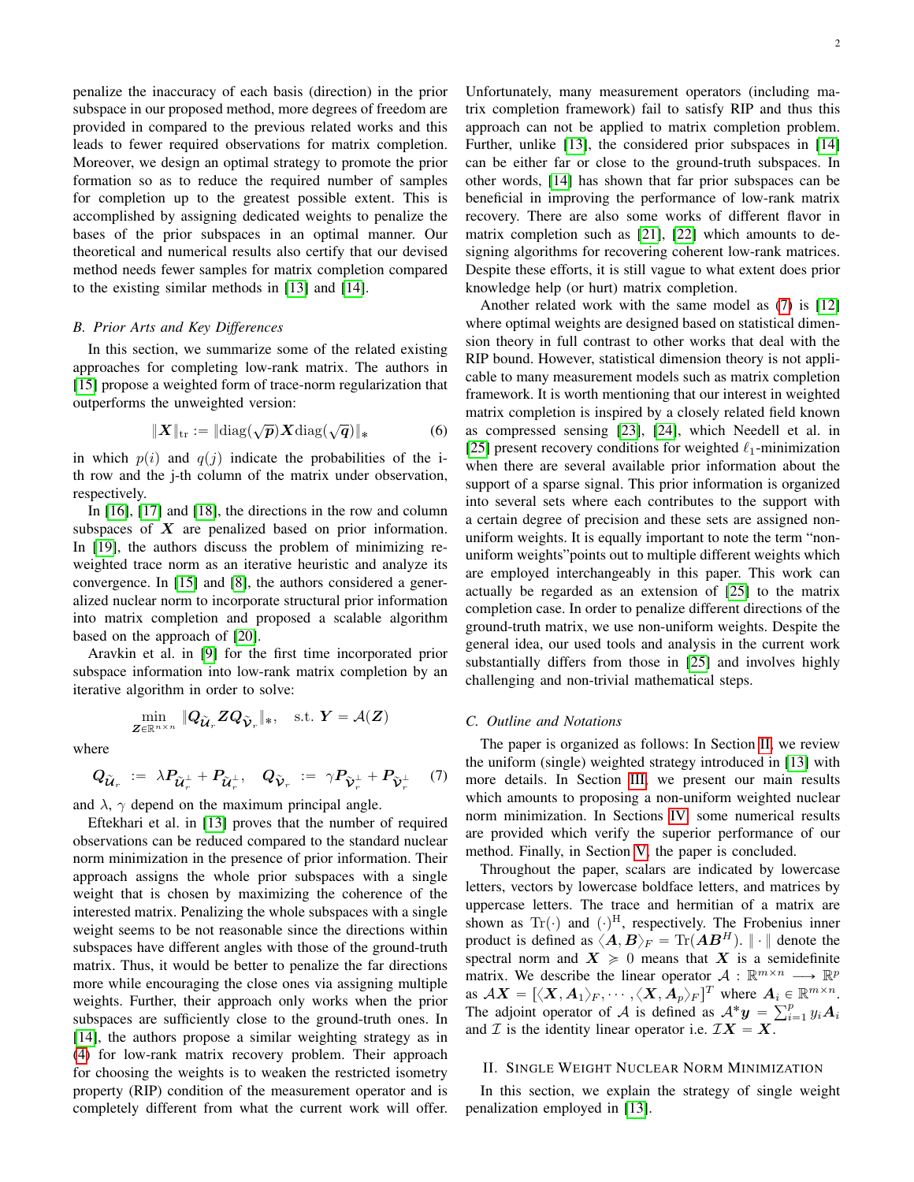penalize the inaccuracy of each basis (direction) in the prior subspace in our proposed method, more degrees of freedom are provided in compared to the previous related works and this leads to fewer required observations for matrix completion. Moreover, we design an optimal strategy to promote the prior formation so as to reduce the required number of samples for completion up to the greatest possible extent. This is accomplished by assigning dedicated weights to penalize the bases of the prior subspaces in an optimal manner. Our theoretical and numerical results also certify that our devised method needs fewer samples for matrix completion compared to the existing similar methods in [13] and [14].

### B. Prior Arts and Key Differences

In this section, we summarize some of the related existing approaches for completing low-rank matrix. The authors in [15] propose a weighted form of trace-norm regularization that outperforms the unweighted version:

$$\|\boldsymbol{X}\|_{\text{tr}} := \|\text{diag}(\sqrt{\boldsymbol{p}})\boldsymbol{X}\text{diag}(\sqrt{\boldsymbol{q}})\|_* \tag{6}$$

in which $p(i)$ and $q(j)$ indicate the probabilities of the i-th row and the j-th column of the matrix under observation, respectively.

In [16], [17] and [18], the directions in the row and column subspaces of $\boldsymbol{X}$ are penalized based on prior information. In [19], the authors discuss the problem of minimizing reweighted trace norm as an iterative heuristic and analyze its convergence. In [15] and [8], the authors considered a generalized nuclear norm to incorporate structural prior information into matrix completion and proposed a scalable algorithm based on the approach of [20].

Aravkin et al. in [9] for the first time incorporated prior subspace information into low-rank matrix completion by an iterative algorithm in order to solve:

$$\min_{\boldsymbol{Z}\in\mathbb{R}^{n\times n}} \|\boldsymbol{Q}_{\widetilde{\mathcal{U}}_r}\boldsymbol{Z}\boldsymbol{Q}_{\widetilde{\mathcal{V}}_r}\|_*, \quad \text{s.t. } \boldsymbol{Y} = \mathcal{A}(\boldsymbol{Z})$$

where

$$\boldsymbol{Q}_{\widetilde{\mathcal{U}}_r} := \lambda \boldsymbol{P}_{\widetilde{\mathcal{U}}_r^{\perp}} + \boldsymbol{P}_{\widetilde{\mathcal{U}}_r^{\perp}}, \quad \boldsymbol{Q}_{\widetilde{\mathcal{V}}_r} := \gamma \boldsymbol{P}_{\widetilde{\mathcal{V}}_r^{\perp}} + \boldsymbol{P}_{\widetilde{\mathcal{V}}_r^{\perp}} \tag{7}$$

and $\lambda$, $\gamma$ depend on the maximum principal angle.

Eftekhari et al. in [13] proves that the number of required observations can be reduced compared to the standard nuclear norm minimization in the presence of prior information. Their approach assigns the whole prior subspaces with a single weight that is chosen by maximizing the coherence of the interested matrix. Penalizing the whole subspaces with a single weight seems to be not reasonable since the directions within subspaces have different angles with those of the ground-truth matrix. Thus, it would be better to penalize the far directions more while encouraging the close ones via assigning multiple weights. Further, their approach only works when the prior subspaces are sufficiently close to the ground-truth ones. In [14], the authors propose a similar weighting strategy as in (4) for low-rank matrix recovery problem. Their approach for choosing the weights is to weaken the restricted isometry property (RIP) condition of the measurement operator and is completely different from what the current work will offer. Unfortunately, many measurement operators (including matrix completion framework) fail to satisfy RIP and thus this approach can not be applied to matrix completion problem. Further, unlike [13], the considered prior subspaces in [14] can be either far or close to the ground-truth subspaces. In other words, [14] has shown that far prior subspaces can be beneficial in improving the performance of low-rank matrix recovery. There are also some works of different flavor in matrix completion such as [21], [22] which amounts to designing algorithms for recovering coherent low-rank matrices. Despite these efforts, it is still vague to what extent does prior knowledge help (or hurt) matrix completion.

Another related work with the same model as (7) is [12] where optimal weights are designed based on statistical dimension theory in full contrast to other works that deal with the RIP bound. However, statistical dimension theory is not applicable to many measurement models such as matrix completion framework. It is worth mentioning that our interest in weighted matrix completion is inspired by a closely related field known as compressed sensing [23], [24], which Needell et al. in [25] present recovery conditions for weighted $\ell_1$-minimization when there are several available prior information about the support of a sparse signal. This prior information is organized into several sets where each contributes to the support with a certain degree of precision and these sets are assigned non-uniform weights. It is equally important to note the term "non-uniform weights"points out to multiple different weights which are employed interchangeably in this paper. This work can actually be regarded as an extension of [25] to the matrix completion case. In order to penalize different directions of the ground-truth matrix, we use non-uniform weights. Despite the general idea, our used tools and analysis in the current work substantially differs from those in [25] and involves highly challenging and non-trivial mathematical steps.

### C. Outline and Notations

The paper is organized as follows: In Section II, we review the uniform (single) weighted strategy introduced in [13] with more details. In Section III, we present our main results which amounts to proposing a non-uniform weighted nuclear norm minimization. In Sections IV, some numerical results are provided which verify the superior performance of our method. Finally, in Section V, the paper is concluded.

Throughout the paper, scalars are indicated by lowercase letters, vectors by lowercase boldface letters, and matrices by uppercase letters. The trace and hermitian of a matrix are shown as $\text{Tr}(\cdot)$ and $(\cdot)^{\text{H}}$, respectively. The Frobenius inner product is defined as $\langle \boldsymbol{A}, \boldsymbol{B}\rangle_F = \text{Tr}(\boldsymbol{A}\boldsymbol{B}^H)$. $\|\cdot\|$ denote the spectral norm and $\boldsymbol{X} \succcurlyeq 0$ means that $\boldsymbol{X}$ is a semidefinite matrix. We describe the linear operator $\mathcal{A} : \mathbb{R}^{m\times n} \longrightarrow \mathbb{R}^p$ as $\mathcal{A}\boldsymbol{X} = [\langle \boldsymbol{X}, \boldsymbol{A}_1\rangle_F, \cdots, \langle \boldsymbol{X}, \boldsymbol{A}_p\rangle_F]^T$ where $\boldsymbol{A}_i \in \mathbb{R}^{m\times n}$. The adjoint operator of $\mathcal{A}$ is defined as $\mathcal{A}^*\boldsymbol{y} = \sum_{i=1}^{p} y_i \boldsymbol{A}_i$ and $\mathcal{I}$ is the identity linear operator i.e. $\mathcal{I}\boldsymbol{X} = \boldsymbol{X}$.

## II. Single Weight Nuclear Norm Minimization

In this section, we explain the strategy of single weight penalization employed in [13].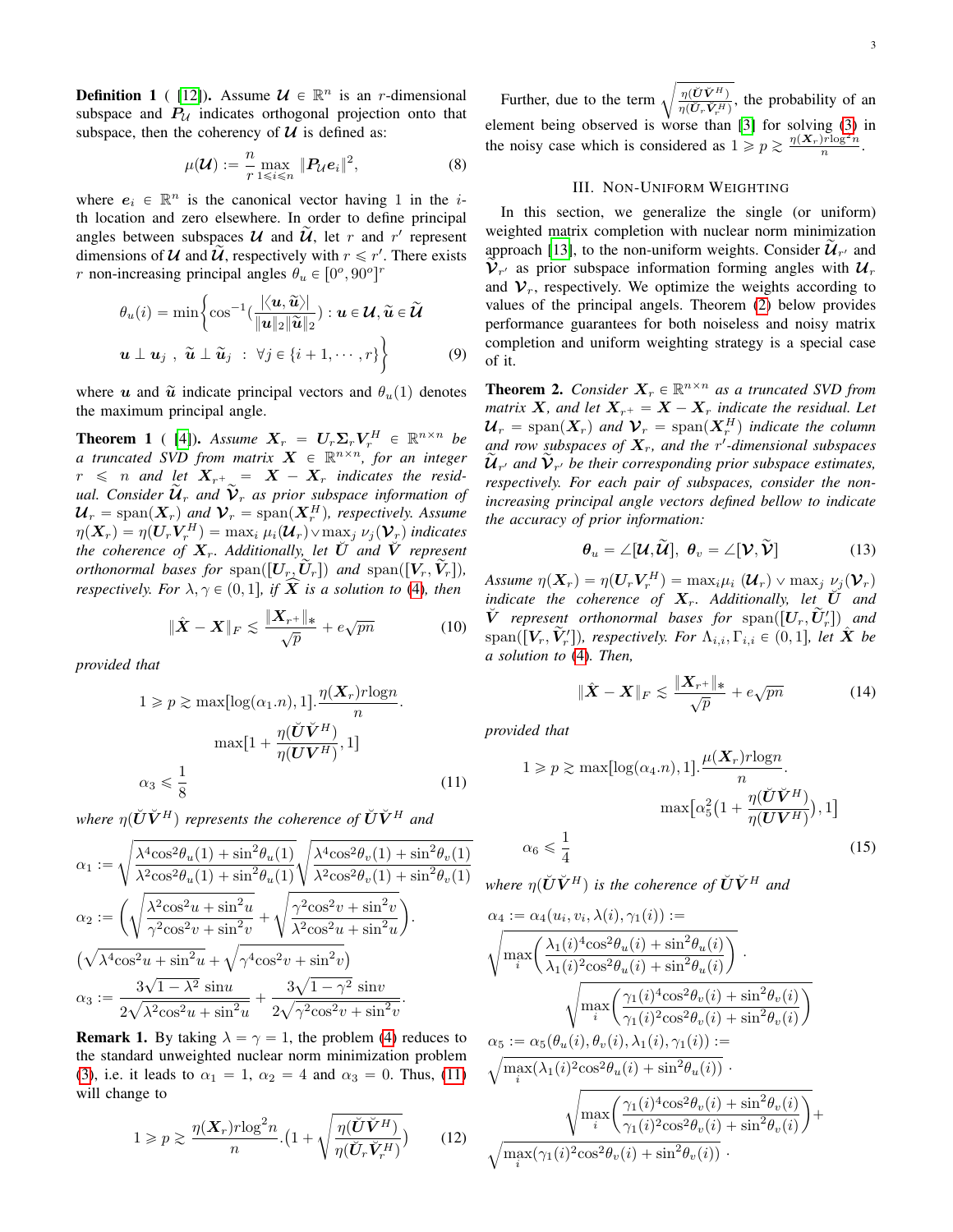**Definition 1** ( [12]). Assume $\boldsymbol{\mathcal{U}} \in \mathbb{R}^n$ is an $r$-dimensional subspace and $\boldsymbol{P}_{\mathcal{U}}$ indicates orthogonal projection onto that subspace, then the coherency of $\boldsymbol{\mathcal{U}}$ is defined as:

$$\mu(\boldsymbol{\mathcal{U}}) := \frac{n}{r} \max_{1 \leqslant i \leqslant n} \|\boldsymbol{P}_{\mathcal{U}} \boldsymbol{e}_i\|^2, \tag{8}$$

where $\boldsymbol{e}_i \in \mathbb{R}^n$ is the canonical vector having 1 in the $i$-th location and zero elsewhere. In order to define principal angles between subspaces $\boldsymbol{\mathcal{U}}$ and $\widetilde{\boldsymbol{\mathcal{U}}}$, let $r$ and $r'$ represent dimensions of $\boldsymbol{\mathcal{U}}$ and $\widetilde{\boldsymbol{\mathcal{U}}}$, respectively with $r \leqslant r'$. There exists $r$ non-increasing principal angles $\theta_u \in [0^o, 90^o]^r$

$$\theta_u(i) = \min\left\{ \cos^{-1}\left(\frac{|\langle \boldsymbol{u}, \widetilde{\boldsymbol{u}}\rangle|}{\|\boldsymbol{u}\|_2 \|\widetilde{\boldsymbol{u}}\|_2}\right) : \boldsymbol{u} \in \boldsymbol{\mathcal{U}}, \widetilde{\boldsymbol{u}} \in \widetilde{\boldsymbol{\mathcal{U}}} \right.$$
$$\left. \boldsymbol{u} \perp \boldsymbol{u}_j \ , \ \widetilde{\boldsymbol{u}} \perp \widetilde{\boldsymbol{u}}_j \ : \ \forall j \in \{i+1, \cdots, r\} \right\} \tag{9}$$

where $\boldsymbol{u}$ and $\tilde{\boldsymbol{u}}$ indicate principal vectors and $\theta_u(1)$ denotes the maximum principal angle.

**Theorem 1** ( [4]). *Assume $\boldsymbol{X}_r = \boldsymbol{U}_r \boldsymbol{\Sigma}_r \boldsymbol{V}_r^H \in \mathbb{R}^{n \times n}$ be a truncated SVD from matrix $\boldsymbol{X} \in \mathbb{R}^{n \times n}$, for an integer $r \leqslant n$ and let $\boldsymbol{X}_{r^+} = \boldsymbol{X} - \boldsymbol{X}_r$ indicates the residual. Consider $\widetilde{\boldsymbol{\mathcal{U}}}_r$ and $\widetilde{\boldsymbol{\mathcal{V}}}_r$ as prior subspace information of $\boldsymbol{\mathcal{U}}_r = \operatorname{span}(\boldsymbol{X}_r)$ and $\boldsymbol{\mathcal{V}}_r = \operatorname{span}(\boldsymbol{X}_r^H)$, respectively. Assume $\eta(\boldsymbol{X}_r) = \eta(\boldsymbol{U}_r \boldsymbol{V}_r^H) = \max_i \mu_i(\boldsymbol{\mathcal{U}}_r) \vee \max_j \nu_j(\boldsymbol{\mathcal{V}}_r)$ indicates the coherence of $\boldsymbol{X}_r$. Additionally, let $\breve{\boldsymbol{U}}$ and $\breve{\boldsymbol{V}}$ represent orthonormal bases for $\operatorname{span}([\boldsymbol{U}_r, \widetilde{\boldsymbol{U}}_r])$ and $\operatorname{span}([\boldsymbol{V}_r, \widetilde{\boldsymbol{V}}_r])$, respectively. For $\lambda, \gamma \in (0, 1]$, if $\hat{\boldsymbol{X}}$ is a solution to (4), then*

$$\|\hat{\boldsymbol{X}} - \boldsymbol{X}\|_F \lesssim \frac{\|\boldsymbol{X}_{r^+}\|_*}{\sqrt{p}} + e\sqrt{pn} \tag{10}$$

*provided that*

$$1 \geqslant p \gtrsim \max[\log(\alpha_1.n), 1].\frac{\eta(\boldsymbol{X}_r) r \log n}{n}.$$
$$\max[1 + \frac{\eta(\breve{\boldsymbol{U}}\breve{\boldsymbol{V}}^H)}{\eta(\boldsymbol{U}\boldsymbol{V}^H)}, 1]$$
$$\alpha_3 \leqslant \frac{1}{8} \tag{11}$$

*where $\eta(\breve{\boldsymbol{U}}\breve{\boldsymbol{V}}^H)$ represents the coherence of $\breve{\boldsymbol{U}}\breve{\boldsymbol{V}}^H$ and*

$$\alpha_1 := \sqrt{\frac{\lambda^4 \cos^2\theta_u(1) + \sin^2\theta_u(1)}{\lambda^2 \cos^2\theta_u(1) + \sin^2\theta_u(1)}} \sqrt{\frac{\lambda^4 \cos^2\theta_v(1) + \sin^2\theta_v(1)}{\lambda^2 \cos^2\theta_v(1) + \sin^2\theta_v(1)}}$$

$$\alpha_2 := \left( \sqrt{\frac{\lambda^2 \cos^2 u + \sin^2 u}{\gamma^2 \cos^2 v + \sin^2 v}} + \sqrt{\frac{\gamma^2 \cos^2 v + \sin^2 v}{\lambda^2 \cos^2 u + \sin^2 u}} \right).$$
$$\left(\sqrt{\lambda^4 \cos^2 u + \sin^2 u} + \sqrt{\gamma^4 \cos^2 v + \sin^2 v}\right)$$

$$\alpha_3 := \frac{3\sqrt{1-\lambda^2}\ \sin u}{2\sqrt{\lambda^2 \cos^2 u + \sin^2 u}} + \frac{3\sqrt{1-\gamma^2}\ \sin v}{2\sqrt{\gamma^2 \cos^2 v + \sin^2 v}}.$$

**Remark 1.** By taking $\lambda = \gamma = 1$, the problem (4) reduces to the standard unweighted nuclear norm minimization problem (3), i.e. it leads to $\alpha_1 = 1$, $\alpha_2 = 4$ and $\alpha_3 = 0$. Thus, (11) will change to

$$1 \geqslant p \gtrsim \frac{\eta(\boldsymbol{X}_r) r \log^2 n}{n}.(1 + \sqrt{\frac{\eta(\breve{\boldsymbol{U}}\breve{\boldsymbol{V}}^H)}{\eta(\breve{\boldsymbol{U}}_r \breve{\boldsymbol{V}}_r^H)}}) \tag{12}$$

Further, due to the term $\sqrt{\frac{\eta(\breve{\boldsymbol{U}}\breve{\boldsymbol{V}}^H)}{\eta(\breve{\boldsymbol{U}}_r \breve{\boldsymbol{V}}_r^H)}}$, the probability of an element being observed is worse than [3] for solving (3) in the noisy case which is considered as $1 \geqslant p \gtrsim \frac{\eta(\boldsymbol{X}_r) r \log^2 n}{n}$.

## III. Non-Uniform Weighting

In this section, we generalize the single (or uniform) weighted matrix completion with nuclear norm minimization approach [13], to the non-uniform weights. Consider $\widetilde{\boldsymbol{\mathcal{U}}}_{r'}$ and $\widetilde{\boldsymbol{\mathcal{V}}}_{r'}$ as prior subspace information forming angles with $\boldsymbol{\mathcal{U}}_r$ and $\boldsymbol{\mathcal{V}}_r$, respectively. We optimize the weights according to values of the principal angels. Theorem (2) below provides performance guarantees for both noiseless and noisy matrix completion and uniform weighting strategy is a special case of it.

**Theorem 2.** *Consider $\boldsymbol{X}_r \in \mathbb{R}^{n \times n}$ as a truncated SVD from matrix $\boldsymbol{X}$, and let $\boldsymbol{X}_{r^+} = \boldsymbol{X} - \boldsymbol{X}_r$ indicate the residual. Let $\boldsymbol{\mathcal{U}}_r = \operatorname{span}(\boldsymbol{X}_r)$ and $\boldsymbol{\mathcal{V}}_r = \operatorname{span}(\boldsymbol{X}_r^H)$ indicate the column and row subspaces of $\boldsymbol{X}_r$, and the $r'$-dimensional subspaces $\widetilde{\boldsymbol{\mathcal{U}}}_{r'}$ and $\widetilde{\boldsymbol{\mathcal{V}}}_{r'}$ be their corresponding prior subspace estimates, respectively. For each pair of subspaces, consider the non-increasing principal angle vectors defined bellow to indicate the accuracy of prior information:*

$$\boldsymbol{\theta}_u = \angle[\boldsymbol{\mathcal{U}}, \widetilde{\boldsymbol{\mathcal{U}}}], \ \ \boldsymbol{\theta}_v = \angle[\boldsymbol{\mathcal{V}}, \widetilde{\boldsymbol{\mathcal{V}}}] \tag{13}$$

*Assume $\eta(\boldsymbol{X}_r) = \eta(\boldsymbol{U}_r \boldsymbol{V}_r^H) = \max_i \mu_i\ (\boldsymbol{\mathcal{U}}_r) \vee \max_j\ \nu_j(\boldsymbol{\mathcal{V}}_r)$ indicate the coherence of $\boldsymbol{X}_r$. Additionally, let $\breve{\boldsymbol{U}}$ and $\breve{\boldsymbol{V}}$ represent orthonormal bases for $\operatorname{span}([\boldsymbol{U}_r, \widetilde{\boldsymbol{U}}_r'])$ and $\operatorname{span}([\boldsymbol{V}_r, \widetilde{\boldsymbol{V}}_r'])$, respectively. For $\Lambda_{i,i}, \Gamma_{i,i} \in (0, 1]$, let $\hat{\boldsymbol{X}}$ be a solution to (4). Then,*

$$\|\hat{\boldsymbol{X}} - \boldsymbol{X}\|_F \lesssim \frac{\|\boldsymbol{X}_{r^+}\|_*}{\sqrt{p}} + e\sqrt{pn} \tag{14}$$

*provided that*

$$1 \geqslant p \gtrsim \max[\log(\alpha_4.n), 1].\frac{\mu(\boldsymbol{X}_r) r \log n}{n}.$$
$$\max\left[\alpha_5^2 (1 + \frac{\eta(\breve{\boldsymbol{U}}\breve{\boldsymbol{V}}^H)}{\eta(\boldsymbol{U}\boldsymbol{V}^H)}), 1\right]$$
$$\alpha_6 \leqslant \frac{1}{4} \tag{15}$$

*where $\eta(\breve{\boldsymbol{U}}\breve{\boldsymbol{V}}^H)$ is the coherence of $\breve{\boldsymbol{U}}\breve{\boldsymbol{V}}^H$ and*

$$\alpha_4 := \alpha_4(u_i, v_i, \lambda(i), \gamma_1(i)) :=$$
$$\sqrt{\max_i \left( \frac{\lambda_1(i)^4 \cos^2\theta_u(i) + \sin^2\theta_u(i)}{\lambda_1(i)^2 \cos^2\theta_u(i) + \sin^2\theta_u(i)} \right)}\ .$$
$$\sqrt{\max_i \left( \frac{\gamma_1(i)^4 \cos^2\theta_v(i) + \sin^2\theta_v(i)}{\gamma_1(i)^2 \cos^2\theta_v(i) + \sin^2\theta_v(i)} \right)}$$

$$\alpha_5 := \alpha_5(\theta_u(i), \theta_v(i), \lambda_1(i), \gamma_1(i)) :=$$
$$\sqrt{\max_i (\lambda_1(i)^2 \cos^2\theta_u(i) + \sin^2\theta_u(i))}\ .$$
$$\sqrt{\max_i \left( \frac{\gamma_1(i)^4 \cos^2\theta_v(i) + \sin^2\theta_v(i)}{\gamma_1(i)^2 \cos^2\theta_v(i) + \sin^2\theta_v(i)} \right)} +$$
$$\sqrt{\max_i (\gamma_1(i)^2 \cos^2\theta_v(i) + \sin^2\theta_v(i))}\ .$$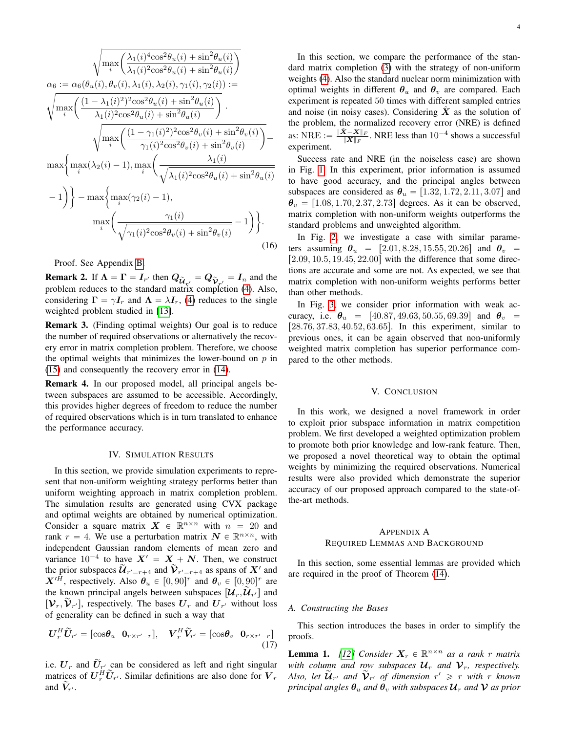$$
\sqrt{\max_i\bigg(\frac{\lambda_1(i)^4\cos^2\theta_u(i)+\sin^2\theta_u(i)}{\lambda_1(i)^2\cos^2\theta_u(i)+\sin^2\theta_u(i)}\bigg)}
$$

$$
\alpha_6 := \alpha_6(\theta_u(i),\theta_v(i),\lambda_1(i),\lambda_2(i),\gamma_1(i),\gamma_2(i)) :=
$$

$$
\sqrt{\max_i\bigg(\frac{(1-\lambda_1(i)^2)^2\cos^2\theta_u(i)+\sin^2\theta_u(i)}{\lambda_1(i)^2\cos^2\theta_u(i)+\sin^2\theta_u(i)}\bigg)}\cdot
$$

$$
\sqrt{\max_i\bigg(\frac{(1-\gamma_1(i)^2)^2\cos^2\theta_v(i)+\sin^2\theta_v(i)}{\gamma_1(i)^2\cos^2\theta_v(i)+\sin^2\theta_v(i)}\bigg)}-
$$

$$
\max\bigg\{\max_i(\lambda_2(i)-1),\max_i\bigg(\frac{\lambda_1(i)}{\sqrt{\lambda_1(i)^2\cos^2\theta_u(i)+\sin^2\theta_u(i)}}-1\bigg)\bigg\}-\max\bigg\{\max_i(\gamma_2(i)-1),
$$

$$
\max_i\bigg(\frac{\gamma_1(i)}{\sqrt{\gamma_1(i)^2\cos^2\theta_v(i)+\sin^2\theta_v(i)}}-1\bigg)\bigg\}. \tag{16}
$$

Proof. See Appendix B.

**Remark 2.** If $\boldsymbol{\Lambda}=\boldsymbol{\Gamma}=\boldsymbol{I}_{r'}$ then $\boldsymbol{Q}_{\widetilde{\mathcal{U}}_{r'}}=\boldsymbol{Q}_{\widetilde{\mathcal{V}}_{r'}}=\boldsymbol{I}_n$ and the problem reduces to the standard matrix completion (4). Also, considering $\boldsymbol{\Gamma}=\gamma\boldsymbol{I}_r$ and $\boldsymbol{\Lambda}=\lambda\boldsymbol{I}_r$, (4) reduces to the single weighted problem studied in [13].

**Remark 3.** (Finding optimal weights) Our goal is to reduce the number of required observations or alternatively the recovery error in matrix completion problem. Therefore, we choose the optimal weights that minimizes the lower-bound on $p$ in (15) and consequently the recovery error in (14).

**Remark 4.** In our proposed model, all principal angels between subspaces are assumed to be accessible. Accordingly, this provides higher degrees of freedom to reduce the number of required observations which is in turn translated to enhance the performance accuracy.

## IV. Simulation Results

In this section, we provide simulation experiments to represent that non-uniform weighting strategy performs better than uniform weighting approach in matrix completion problem. The simulation results are generated using CVX package and optimal weights are obtained by numerical optimization. Consider a square matrix $\boldsymbol{X}\in\mathbb{R}^{n\times n}$ with $n=20$ and rank $r=4$. We use a perturbation matrix $\boldsymbol{N}\in\mathbb{R}^{n\times n}$, with independent Gaussian random elements of mean zero and variance $10^{-4}$ to have $\boldsymbol{X}'=\boldsymbol{X}+\boldsymbol{N}$. Then, we construct the prior subspaces $\widetilde{\mathcal{U}}_{r'=r+4}$ and $\widetilde{\mathcal{V}}_{r'=r+4}$ as spans of $\boldsymbol{X}'$ and $\boldsymbol{X}'^H$, respectively. Also $\boldsymbol{\theta}_u\in[0,90]^r$ and $\boldsymbol{\theta}_v\in[0,90]^r$ are the known principal angels between subspaces $[\mathcal{U}_r,\widetilde{\mathcal{U}}_{r'}]$ and $[\mathcal{V}_r,\widetilde{\mathcal{V}}_{r'}]$, respectively. The bases $\boldsymbol{U}_r$ and $\boldsymbol{U}_{r'}$ without loss of generality can be defined in such a way that

$$
\boldsymbol{U}_r^H\widetilde{\boldsymbol{U}}_{r'}=[\cos\boldsymbol{\theta}_u\quad \boldsymbol{0}_{r\times r'-r}],\quad \boldsymbol{V}_r^H\widetilde{\boldsymbol{V}}_{r'}=[\cos\boldsymbol{\theta}_v\quad \boldsymbol{0}_{r\times r'-r}] \tag{17}
$$

i.e. $\boldsymbol{U}_r$ and $\widetilde{\boldsymbol{U}}_{r'}$ can be considered as left and right singular matrices of $\boldsymbol{U}_r^H\widetilde{\boldsymbol{U}}_{r'}$. Similar definitions are also done for $\boldsymbol{V}_r$ and $\widetilde{\boldsymbol{V}}_{r'}$.

In this section, we compare the performance of the standard matrix completion (3) with the strategy of non-uniform weights (4). Also the standard nuclear norm minimization with optimal weights in different $\boldsymbol{\theta}_u$ and $\boldsymbol{\theta}_v$ are compared. Each experiment is repeated 50 times with different sampled entries and noise (in noisy cases). Considering $\hat{\boldsymbol{X}}$ as the solution of the problem, the normalized recovery error (NRE) is defined as: NRE $:=\frac{\|\hat{\boldsymbol{X}}-\boldsymbol{X}\|_F}{\|\boldsymbol{X}\|_F}$. NRE less than $10^{-4}$ shows a successful experiment.

Success rate and NRE (in the noiseless case) are shown in Fig. 1. In this experiment, prior information is assumed to have good accuracy, and the principal angles between subspaces are considered as $\boldsymbol{\theta}_u=[1.32,1.72,2.11,3.07]$ and $\boldsymbol{\theta}_v=[1.08,1.70,2.37,2.73]$ degrees. As it can be observed, matrix completion with non-uniform weights outperforms the standard problems and unweighted algorithm.

In Fig. 2, we investigate a case with similar parameters assuming $\boldsymbol{\theta}_u=[2.01,8.28,15.55,20.26]$ and $\boldsymbol{\theta}_v=[2.09,10.5,19.45,22.00]$ with the difference that some directions are accurate and some are not. As expected, we see that matrix completion with non-uniform weights performs better than other methods.

In Fig. 3, we consider prior information with weak accuracy, i.e. $\boldsymbol{\theta}_u=[40.87,49.63,50.55,69.39]$ and $\boldsymbol{\theta}_v=[28.76,37.83,40.52,63.65]$. In this experiment, similar to previous ones, it can be again observed that non-uniformly weighted matrix completion has superior performance compared to the other methods.

## V. Conclusion

In this work, we designed a novel framework in order to exploit prior subspace information in matrix competition problem. We first developed a weighted optimization problem to promote both prior knowledge and low-rank feature. Then, we proposed a novel theoretical way to obtain the optimal weights by minimizing the required observations. Numerical results were also provided which demonstrate the superior accuracy of our proposed approach compared to the state-of-the-art methods.

## Appendix A
## Required Lemmas and Background

In this section, some essential lemmas are provided which are required in the proof of Theorem (14).

### A. Constructing the Bases

This section introduces the bases in order to simplify the proofs.

**Lemma 1.** *[12] Consider $\boldsymbol{X}_r\in\mathbb{R}^{n\times n}$ as a rank $r$ matrix with column and row subspaces $\mathcal{U}_r$ and $\mathcal{V}_r$, respectively. Also, let $\widetilde{\mathcal{U}}_{r'}$ and $\widetilde{\mathcal{V}}_{r'}$ of dimension $r'\geqslant r$ with $r$ known principal angles $\boldsymbol{\theta}_u$ and $\boldsymbol{\theta}_v$ with subspaces $\mathcal{U}_r$ and $\mathcal{V}$ as prior*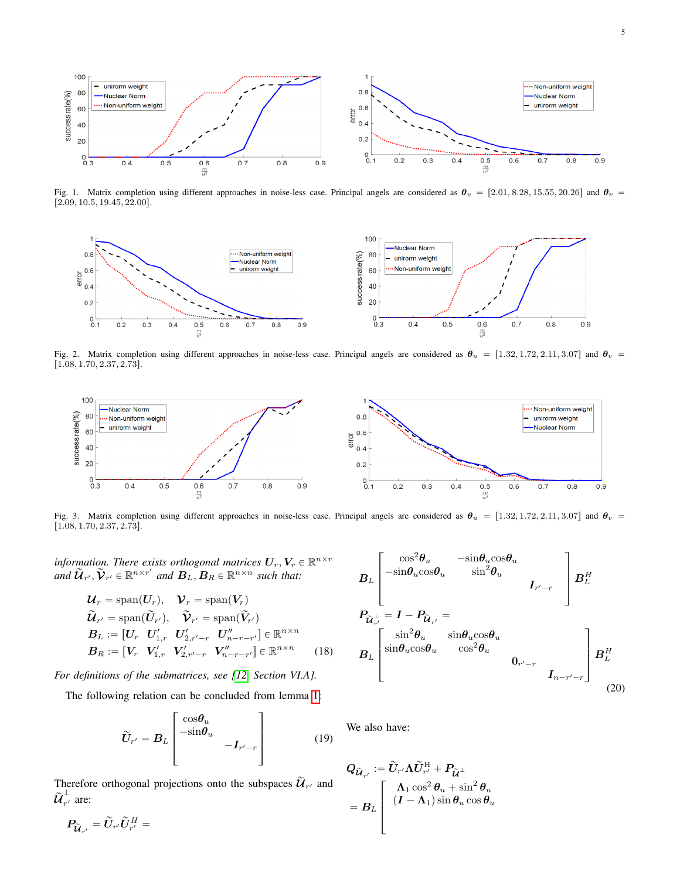Fig. 1. Matrix completion using different approaches in noise-less case. Principal angels are considered as $\boldsymbol{\theta}_u = [2.01, 8.28, 15.55, 20.26]$ and $\boldsymbol{\theta}_v = [2.09, 10.5, 19.45, 22.00]$.

Fig. 2. Matrix completion using different approaches in noise-less case. Principal angels are considered as $\boldsymbol{\theta}_u = [1.32, 1.72, 2.11, 3.07]$ and $\boldsymbol{\theta}_v = [1.08, 1.70, 2.37, 2.73]$.

Fig. 3. Matrix completion using different approaches in noise-less case. Principal angels are considered as $\boldsymbol{\theta}_u = [1.32, 1.72, 2.11, 3.07]$ and $\boldsymbol{\theta}_v = [1.08, 1.70, 2.37, 2.73]$.

*information. There exists orthogonal matrices $\boldsymbol{U}_r, \boldsymbol{V}_r \in \mathbb{R}^{n\times r}$ and $\widetilde{\boldsymbol{\mathcal{U}}}_{r'}, \widetilde{\boldsymbol{\mathcal{V}}}_{r'} \in \mathbb{R}^{n\times r'}$ and $\boldsymbol{B}_L, \boldsymbol{B}_R \in \mathbb{R}^{n\times n}$ such that:*

$$
\begin{aligned}
&\boldsymbol{\mathcal{U}}_r = \mathrm{span}(\boldsymbol{U}_r), \quad \boldsymbol{\mathcal{V}}_r = \mathrm{span}(\boldsymbol{V}_r)\\
&\widetilde{\boldsymbol{\mathcal{U}}}_{r'} = \mathrm{span}(\widetilde{\boldsymbol{U}}_{r'}), \quad \widetilde{\boldsymbol{\mathcal{V}}}_{r'} = \mathrm{span}(\widetilde{\boldsymbol{V}}_{r'})\\
&\boldsymbol{B}_L := [\boldsymbol{U}_r \quad \boldsymbol{U}'_{1,r} \quad \boldsymbol{U}'_{2,r'-r} \quad \boldsymbol{U}''_{n-r-r'}] \in \mathbb{R}^{n\times n}\\
&\boldsymbol{B}_R := [\boldsymbol{V}_r \quad \boldsymbol{V}'_{1,r} \quad \boldsymbol{V}'_{2,r'-r} \quad \boldsymbol{V}''_{n-r-r'}] \in \mathbb{R}^{n\times n}
\end{aligned}
\tag{18}
$$

*For definitions of the submatrices, see [12, Section VI.A].*

The following relation can be concluded from lemma 1:

$$
\widetilde{\boldsymbol{U}}_{r'} = \boldsymbol{B}_L \begin{bmatrix} \cos\boldsymbol{\theta}_u & \\ -\sin\boldsymbol{\theta}_u & \\ & -\boldsymbol{I}_{r'-r} \\ & \end{bmatrix}
\tag{19}
$$

Therefore orthogonal projections onto the subspaces $\widetilde{\boldsymbol{\mathcal{U}}}_{r'}$ and $\widetilde{\boldsymbol{\mathcal{U}}}_{r'}^{\perp}$ are:

$$
\boldsymbol{P}_{\widetilde{\boldsymbol{\mathcal{U}}}_{r'}} = \widetilde{\boldsymbol{U}}_{r'}\widetilde{\boldsymbol{U}}_{r'}^H = \boldsymbol{B}_L \begin{bmatrix} \cos^2\boldsymbol{\theta}_u & -\sin\boldsymbol{\theta}_u\cos\boldsymbol{\theta}_u & & \\ -\sin\boldsymbol{\theta}_u\cos\boldsymbol{\theta}_u & \sin^2\boldsymbol{\theta}_u & & \\ & & \boldsymbol{I}_{r'-r} & \\ & & & \end{bmatrix} \boldsymbol{B}_L^H
$$

$$
\boldsymbol{P}_{\widetilde{\boldsymbol{\mathcal{U}}}_{r'}^{\perp}} = \boldsymbol{I} - \boldsymbol{P}_{\widetilde{\boldsymbol{\mathcal{U}}}_{r'}} = \boldsymbol{B}_L \begin{bmatrix} \sin^2\boldsymbol{\theta}_u & \sin\boldsymbol{\theta}_u\cos\boldsymbol{\theta}_u & & \\ \sin\boldsymbol{\theta}_u\cos\boldsymbol{\theta}_u & \cos^2\boldsymbol{\theta}_u & & \\ & & \boldsymbol{0}_{r'-r} & \\ & & & \boldsymbol{I}_{n-r'-r} \end{bmatrix} \boldsymbol{B}_L^H
\tag{20}
$$

We also have:

$$
\boldsymbol{Q}_{\widetilde{\boldsymbol{\mathcal{U}}}_{r'}} := \widetilde{\boldsymbol{U}}_{r'}\boldsymbol{\Lambda}\widetilde{\boldsymbol{U}}_{r'}^{\mathrm{H}} + \boldsymbol{P}_{\widetilde{\boldsymbol{\mathcal{U}}}^{\perp}}
$$

$$
= \boldsymbol{B}_L \begin{bmatrix} \boldsymbol{\Lambda}_1\cos^2\boldsymbol{\theta}_u + \sin^2\boldsymbol{\theta}_u \\ (\boldsymbol{I} - \boldsymbol{\Lambda}_1)\sin\boldsymbol{\theta}_u\cos\boldsymbol{\theta}_u \\ \\ \end{bmatrix}
$$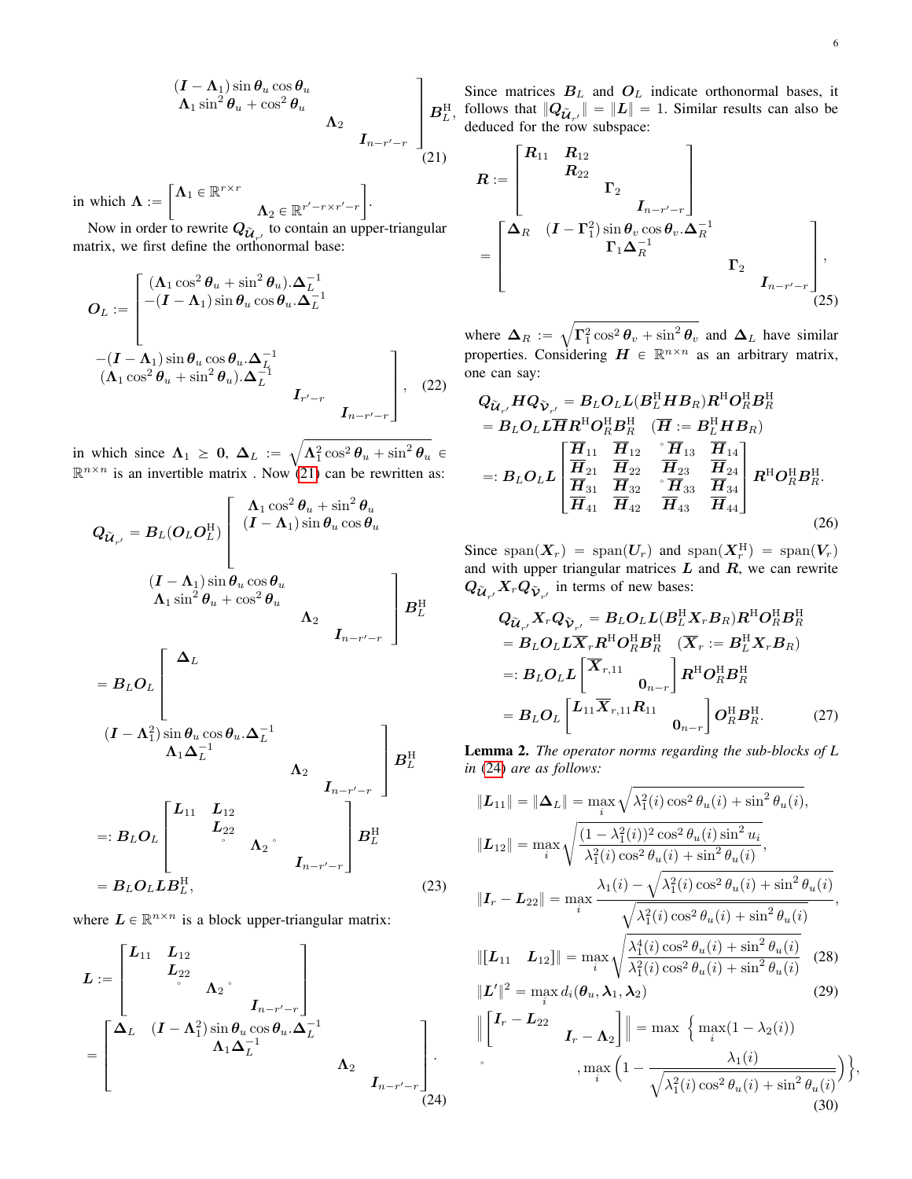$$
\begin{bmatrix}
(\boldsymbol{I}-\boldsymbol{\Lambda}_1)\sin\boldsymbol{\theta}_u\cos\boldsymbol{\theta}_u & & \\
\boldsymbol{\Lambda}_1\sin^2\boldsymbol{\theta}_u+\cos^2\boldsymbol{\theta}_u & & \\
& \boldsymbol{\Lambda}_2 & \\
& & \boldsymbol{I}_{n-r'-r}
\end{bmatrix}\boldsymbol{B}_L^{\mathrm{H}}, \tag{21}
$$

in which $\boldsymbol{\Lambda} := \begin{bmatrix}\boldsymbol{\Lambda}_1\in\mathbb{R}^{r\times r} & \\ & \boldsymbol{\Lambda}_2\in\mathbb{R}^{r'-r\times r'-r}\end{bmatrix}$.

Now in order to rewrite $\boldsymbol{Q}_{\widetilde{\mathcal{U}}_{r'}}$ to contain an upper-triangular matrix, we first define the orthonormal base:

$$
\boldsymbol{O}_L := \begin{bmatrix}
(\boldsymbol{\Lambda}_1\cos^2\boldsymbol{\theta}_u+\sin^2\boldsymbol{\theta}_u).\boldsymbol{\Delta}_L^{-1} & -(\boldsymbol{I}-\boldsymbol{\Lambda}_1)\sin\boldsymbol{\theta}_u\cos\boldsymbol{\theta}_u.\boldsymbol{\Delta}_L^{-1} & & \\
-(\boldsymbol{I}-\boldsymbol{\Lambda}_1)\sin\boldsymbol{\theta}_u\cos\boldsymbol{\theta}_u.\boldsymbol{\Delta}_L^{-1} & (\boldsymbol{\Lambda}_1\cos^2\boldsymbol{\theta}_u+\sin^2\boldsymbol{\theta}_u).\boldsymbol{\Delta}_L^{-1} & & \\
& & \boldsymbol{I}_{r'-r} & \\
& & & \boldsymbol{I}_{n-r'-r}
\end{bmatrix}, \tag{22}
$$

in which since $\boldsymbol{\Lambda}_1 \geq \boldsymbol{0}$, $\boldsymbol{\Delta}_L := \sqrt{\boldsymbol{\Lambda}_1^2\cos^2\boldsymbol{\theta}_u+\sin^2\boldsymbol{\theta}_u} \in \mathbb{R}^{n\times n}$ is an invertible matrix . Now (21) can be rewritten as:

$$
\begin{aligned}
\boldsymbol{Q}_{\widetilde{\mathcal{U}}_{r'}} &= \boldsymbol{B}_L(\boldsymbol{O}_L\boldsymbol{O}_L^{\mathrm{H}})\begin{bmatrix}
\boldsymbol{\Lambda}_1\cos^2\boldsymbol{\theta}_u+\sin^2\boldsymbol{\theta}_u & (\boldsymbol{I}-\boldsymbol{\Lambda}_1)\sin\boldsymbol{\theta}_u\cos\boldsymbol{\theta}_u & & \\
(\boldsymbol{I}-\boldsymbol{\Lambda}_1)\sin\boldsymbol{\theta}_u\cos\boldsymbol{\theta}_u & \boldsymbol{\Lambda}_1\sin^2\boldsymbol{\theta}_u+\cos^2\boldsymbol{\theta}_u & & \\
& & \boldsymbol{\Lambda}_2 & \\
& & & \boldsymbol{I}_{n-r'-r}
\end{bmatrix}\boldsymbol{B}_L^{\mathrm{H}} \\
&= \boldsymbol{B}_L\boldsymbol{O}_L\begin{bmatrix}
\boldsymbol{\Delta}_L & (\boldsymbol{I}-\boldsymbol{\Lambda}_1^2)\sin\boldsymbol{\theta}_u\cos\boldsymbol{\theta}_u.\boldsymbol{\Delta}_L^{-1} & & \\
& \boldsymbol{\Lambda}_1\boldsymbol{\Delta}_L^{-1} & & \\
& & \boldsymbol{\Lambda}_2 & \\
& & & \boldsymbol{I}_{n-r'-r}
\end{bmatrix}\boldsymbol{B}_L^{\mathrm{H}} \\
&=: \boldsymbol{B}_L\boldsymbol{O}_L\begin{bmatrix}
\boldsymbol{L}_{11} & \boldsymbol{L}_{12} & & \\
& \boldsymbol{L}_{22} & & \\
& & \boldsymbol{\Lambda}_2 & \\
& & & \boldsymbol{I}_{n-r'-r}
\end{bmatrix}\boldsymbol{B}_L^{\mathrm{H}} \\
&= \boldsymbol{B}_L\boldsymbol{O}_L\boldsymbol{L}\boldsymbol{B}_L^{\mathrm{H}},
\end{aligned} \tag{23}
$$

where $\boldsymbol{L}\in\mathbb{R}^{n\times n}$ is a block upper-triangular matrix:

$$
\begin{aligned}
\boldsymbol{L} &:= \begin{bmatrix}
\boldsymbol{L}_{11} & \boldsymbol{L}_{12} & & \\
& \boldsymbol{L}_{22} & & \\
& & \boldsymbol{\Lambda}_2 & \\
& & & \boldsymbol{I}_{n-r'-r}
\end{bmatrix} \\
&= \begin{bmatrix}
\boldsymbol{\Delta}_L & (\boldsymbol{I}-\boldsymbol{\Lambda}_1^2)\sin\boldsymbol{\theta}_u\cos\boldsymbol{\theta}_u.\boldsymbol{\Delta}_L^{-1} & & \\
& \boldsymbol{\Lambda}_1\boldsymbol{\Delta}_L^{-1} & & \\
& & \boldsymbol{\Lambda}_2 & \\
& & & \boldsymbol{I}_{n-r'-r}
\end{bmatrix}.
\end{aligned} \tag{24}
$$

Since matrices $\boldsymbol{B}_L$ and $\boldsymbol{O}_L$ indicate orthonormal bases, it follows that $\|\boldsymbol{Q}_{\widetilde{\mathcal{U}}_{r'}}\| = \|\boldsymbol{L}\| = 1$. Similar results can also be deduced for the row subspace:

$$
\begin{aligned}
\boldsymbol{R} &:= \begin{bmatrix}
\boldsymbol{R}_{11} & \boldsymbol{R}_{12} & & \\
& \boldsymbol{R}_{22} & & \\
& & \boldsymbol{\Gamma}_2 & \\
& & & \boldsymbol{I}_{n-r'-r}
\end{bmatrix} \\
&= \begin{bmatrix}
\boldsymbol{\Delta}_R & (\boldsymbol{I}-\boldsymbol{\Gamma}_1^2)\sin\boldsymbol{\theta}_v\cos\boldsymbol{\theta}_v.\boldsymbol{\Delta}_R^{-1} & & \\
& \boldsymbol{\Gamma}_1\boldsymbol{\Delta}_R^{-1} & & \\
& & \boldsymbol{\Gamma}_2 & \\
& & & \boldsymbol{I}_{n-r'-r}
\end{bmatrix},
\end{aligned} \tag{25}
$$

where $\boldsymbol{\Delta}_R := \sqrt{\boldsymbol{\Gamma}_1^2\cos^2\boldsymbol{\theta}_v+\sin^2\boldsymbol{\theta}_v}$ and $\boldsymbol{\Delta}_L$ have similar properties. Considering $\boldsymbol{H}\in\mathbb{R}^{n\times n}$ as an arbitrary matrix, one can say:

$$
\begin{aligned}
&\boldsymbol{Q}_{\widetilde{\mathcal{U}}_{r'}}\boldsymbol{H}\boldsymbol{Q}_{\widetilde{\mathcal{V}}_{r'}} = \boldsymbol{B}_L\boldsymbol{O}_L\boldsymbol{L}(\boldsymbol{B}_L^{\mathrm{H}}\boldsymbol{H}\boldsymbol{B}_R)\boldsymbol{R}^{\mathrm{H}}\boldsymbol{O}_R^{\mathrm{H}}\boldsymbol{B}_R^{\mathrm{H}} \\
&= \boldsymbol{B}_L\boldsymbol{O}_L\boldsymbol{L}\overline{\boldsymbol{H}}\boldsymbol{R}^{\mathrm{H}}\boldsymbol{O}_R^{\mathrm{H}}\boldsymbol{B}_R^{\mathrm{H}} \quad (\overline{\boldsymbol{H}} := \boldsymbol{B}_L^{\mathrm{H}}\boldsymbol{H}\boldsymbol{B}_R) \\
&=: \boldsymbol{B}_L\boldsymbol{O}_L\boldsymbol{L}\begin{bmatrix}
\overline{\boldsymbol{H}}_{11} & \overline{\boldsymbol{H}}_{12} & \overline{\boldsymbol{H}}_{13} & \overline{\boldsymbol{H}}_{14} \\
\overline{\boldsymbol{H}}_{21} & \overline{\boldsymbol{H}}_{22} & \overline{\boldsymbol{H}}_{23} & \overline{\boldsymbol{H}}_{24} \\
\overline{\boldsymbol{H}}_{31} & \overline{\boldsymbol{H}}_{32} & \overline{\boldsymbol{H}}_{33} & \overline{\boldsymbol{H}}_{34} \\
\overline{\boldsymbol{H}}_{41} & \overline{\boldsymbol{H}}_{42} & \overline{\boldsymbol{H}}_{43} & \overline{\boldsymbol{H}}_{44}
\end{bmatrix}\boldsymbol{R}^{\mathrm{H}}\boldsymbol{O}_R^{\mathrm{H}}\boldsymbol{B}_R^{\mathrm{H}}.
\end{aligned} \tag{26}
$$

Since $\mathrm{span}(\boldsymbol{X}_r) = \mathrm{span}(\boldsymbol{U}_r)$ and $\mathrm{span}(\boldsymbol{X}_r^{\mathrm{H}}) = \mathrm{span}(\boldsymbol{V}_r)$ and with upper triangular matrices $\boldsymbol{L}$ and $\boldsymbol{R}$, we can rewrite $\boldsymbol{Q}_{\widetilde{\mathcal{U}}_{r'}}\boldsymbol{X}_r\boldsymbol{Q}_{\widetilde{\mathcal{V}}_{r'}}$ in terms of new bases:

$$
\begin{aligned}
&\boldsymbol{Q}_{\widetilde{\mathcal{U}}_{r'}}\boldsymbol{X}_r\boldsymbol{Q}_{\widetilde{\mathcal{V}}_{r'}} = \boldsymbol{B}_L\boldsymbol{O}_L\boldsymbol{L}(\boldsymbol{B}_L^{\mathrm{H}}\boldsymbol{X}_r\boldsymbol{B}_R)\boldsymbol{R}^{\mathrm{H}}\boldsymbol{O}_R^{\mathrm{H}}\boldsymbol{B}_R^{\mathrm{H}} \\
&= \boldsymbol{B}_L\boldsymbol{O}_L\boldsymbol{L}\overline{\boldsymbol{X}}_r\boldsymbol{R}^{\mathrm{H}}\boldsymbol{O}_R^{\mathrm{H}}\boldsymbol{B}_R^{\mathrm{H}} \quad (\overline{\boldsymbol{X}}_r := \boldsymbol{B}_L^{\mathrm{H}}\boldsymbol{X}_r\boldsymbol{B}_R) \\
&=: \boldsymbol{B}_L\boldsymbol{O}_L\boldsymbol{L}\begin{bmatrix}\overline{\boldsymbol{X}}_{r,11} & \\ & \boldsymbol{0}_{n-r}\end{bmatrix}\boldsymbol{R}^{\mathrm{H}}\boldsymbol{O}_R^{\mathrm{H}}\boldsymbol{B}_R^{\mathrm{H}} \\
&= \boldsymbol{B}_L\boldsymbol{O}_L\begin{bmatrix}\boldsymbol{L}_{11}\overline{\boldsymbol{X}}_{r,11}\boldsymbol{R}_{11} & \\ & \boldsymbol{0}_{n-r}\end{bmatrix}\boldsymbol{O}_R^{\mathrm{H}}\boldsymbol{B}_R^{\mathrm{H}}.
\end{aligned} \tag{27}
$$

**Lemma 2.** *The operator norms regarding the sub-blocks of L in (24) are as follows:*

$$
\begin{aligned}
&\|\boldsymbol{L}_{11}\| = \|\boldsymbol{\Delta}_L\| = \max_i\sqrt{\lambda_1^2(i)\cos^2\theta_u(i)+\sin^2\theta_u(i)}, \\
&\|\boldsymbol{L}_{12}\| = \max_i\sqrt{\frac{(1-\lambda_1^2(i))^2\cos^2\theta_u(i)\sin^2 u_i}{\lambda_1^2(i)\cos^2\theta_u(i)+\sin^2\theta_u(i)}}, \\
&\|\boldsymbol{I}_r-\boldsymbol{L}_{22}\| = \max_i\frac{\lambda_1(i)-\sqrt{\lambda_1^2(i)\cos^2\theta_u(i)+\sin^2\theta_u(i)}}{\sqrt{\lambda_1^2(i)\cos^2\theta_u(i)+\sin^2\theta_u(i)}}, \\
&\|[\boldsymbol{L}_{11} \quad \boldsymbol{L}_{12}]\| = \max_i\sqrt{\frac{\lambda_1^4(i)\cos^2\theta_u(i)+\sin^2\theta_u(i)}{\lambda_1^2(i)\cos^2\theta_u(i)+\sin^2\theta_u(i)}} \qquad (28) \\
&\|\boldsymbol{L}'\|^2 = \max_i d_i(\boldsymbol{\theta}_u,\boldsymbol{\lambda}_1,\boldsymbol{\lambda}_2) \qquad (29) \\
&\left\|\begin{bmatrix}\boldsymbol{I}_r-\boldsymbol{L}_{22} & \\ & \boldsymbol{I}_r-\boldsymbol{\Lambda}_2\end{bmatrix}\right\| = \max\Big\{\max_i(1-\lambda_2(i)) \\
&\qquad ,\max_i\Big(1-\frac{\lambda_1(i)}{\sqrt{\lambda_1^2(i)\cos^2\theta_u(i)+\sin^2\theta_u(i)}}\Big)\Big\}, \qquad (30)
\end{aligned}
$$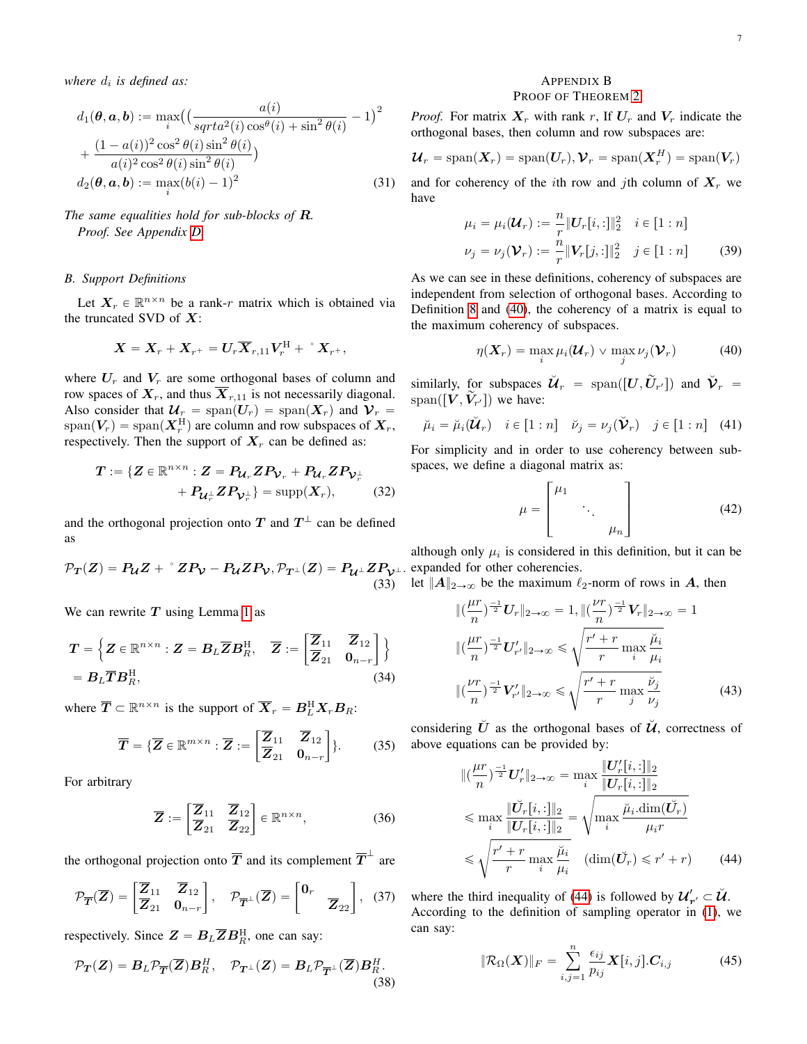*where $d_i$ is defined as:*

$$d_1(\boldsymbol{\theta}, \boldsymbol{a}, \boldsymbol{b}) := \max_i \Big( \big( \frac{a(i)}{sqrta^2(i)\cos^{\theta}(i) + \sin^2\theta(i)} - 1 \big)^2 + \frac{(1-a(i))^2 \cos^2\theta(i) \sin^2\theta(i)}{a(i)^2 \cos^2\theta(i) \sin^2\theta(i)} \Big)$$
$$d_2(\boldsymbol{\theta}, \boldsymbol{a}, \boldsymbol{b}) := \max_i (b(i) - 1)^2 \tag{31}$$

*The same equalities hold for sub-blocks of $\boldsymbol{R}$.*

*Proof.* See Appendix D

### B. Support Definitions

Let $\boldsymbol{X}_r \in \mathbb{R}^{n \times n}$ be a rank-$r$ matrix which is obtained via the truncated SVD of $\boldsymbol{X}$:

$$\boldsymbol{X} = \boldsymbol{X}_r + \boldsymbol{X}_{r^+} = \boldsymbol{U}_r \overline{\boldsymbol{X}}_{r,11} \boldsymbol{V}_r^{\mathrm{H}} + {}^{\circ}\boldsymbol{X}_{r^+},$$

where $\boldsymbol{U}_r$ and $\boldsymbol{V}_r$ are some orthogonal bases of column and row subspaces of $\boldsymbol{X}_r$, and thus $\overline{\boldsymbol{X}}_{r,11}$ is not necessarily diagonal. Also consider that $\boldsymbol{\mathcal{U}}_r = \mathrm{span}(\boldsymbol{U}_r) = \mathrm{span}(\boldsymbol{X}_r)$ and $\boldsymbol{\mathcal{V}}_r = \mathrm{span}(\boldsymbol{V}_r) = \mathrm{span}(\boldsymbol{X}_r^{\mathrm{H}})$ are column and row subspaces of $\boldsymbol{X}_r$, respectively. Then the support of $\boldsymbol{X}_r$ can be defined as:

$$\boldsymbol{T} := \{\boldsymbol{Z} \in \mathbb{R}^{n \times n} : \boldsymbol{Z} = \boldsymbol{P}_{\boldsymbol{\mathcal{U}}_r} \boldsymbol{Z} \boldsymbol{P}_{\boldsymbol{\mathcal{V}}_r} + \boldsymbol{P}_{\boldsymbol{\mathcal{U}}_r} \boldsymbol{Z} \boldsymbol{P}_{\boldsymbol{\mathcal{V}}_r^{\perp}} + \boldsymbol{P}_{\boldsymbol{\mathcal{U}}_r^{\perp}} \boldsymbol{Z} \boldsymbol{P}_{\boldsymbol{\mathcal{V}}_r^{\perp}}\} = \mathrm{supp}(\boldsymbol{X}_r), \tag{32}$$

and the orthogonal projection onto $\boldsymbol{T}$ and $\boldsymbol{T}^{\perp}$ can be defined as

$$\mathcal{P}_{\boldsymbol{T}}(\boldsymbol{Z}) = \boldsymbol{P}_{\boldsymbol{\mathcal{U}}} \boldsymbol{Z} + {}^{\circ}\boldsymbol{Z} \boldsymbol{P}_{\boldsymbol{\mathcal{V}}} - \boldsymbol{P}_{\boldsymbol{\mathcal{U}}} \boldsymbol{Z} \boldsymbol{P}_{\boldsymbol{\mathcal{V}}}, \mathcal{P}_{\boldsymbol{T}^{\perp}}(\boldsymbol{Z}) = \boldsymbol{P}_{\boldsymbol{\mathcal{U}}^{\perp}} \boldsymbol{Z} \boldsymbol{P}_{\boldsymbol{\mathcal{V}}^{\perp}}. \tag{33}$$

We can rewrite $\boldsymbol{T}$ using Lemma 1 as

$$\boldsymbol{T} = \Big\{ \boldsymbol{Z} \in \mathbb{R}^{n \times n} : \boldsymbol{Z} = \boldsymbol{B}_L \overline{\boldsymbol{Z}} \boldsymbol{B}_R^{\mathrm{H}}, \quad \overline{\boldsymbol{Z}} := \begin{bmatrix} \overline{\boldsymbol{Z}}_{11} & \overline{\boldsymbol{Z}}_{12} \\ \overline{\boldsymbol{Z}}_{21} & \boldsymbol{0}_{n-r} \end{bmatrix} \Big\} = \boldsymbol{B}_L \overline{\boldsymbol{T}} \boldsymbol{B}_R^{\mathrm{H}}, \tag{34}$$

where $\overline{\boldsymbol{T}} \subset \mathbb{R}^{n \times n}$ is the support of $\overline{\boldsymbol{X}}_r = \boldsymbol{B}_L^{\mathrm{H}} \boldsymbol{X}_r \boldsymbol{B}_R$:

$$\overline{\boldsymbol{T}} = \{ \overline{\boldsymbol{Z}} \in \mathbb{R}^{m \times n} : \overline{\boldsymbol{Z}} := \begin{bmatrix} \overline{\boldsymbol{Z}}_{11} & \overline{\boldsymbol{Z}}_{12} \\ \overline{\boldsymbol{Z}}_{21} & \boldsymbol{0}_{n-r} \end{bmatrix} \}. \tag{35}$$

For arbitrary

$$\overline{\boldsymbol{Z}} := \begin{bmatrix} \overline{\boldsymbol{Z}}_{11} & \overline{\boldsymbol{Z}}_{12} \\ \overline{\boldsymbol{Z}}_{21} & \overline{\boldsymbol{Z}}_{22} \end{bmatrix} \in \mathbb{R}^{n \times n}, \tag{36}$$

the orthogonal projection onto $\overline{\boldsymbol{T}}$ and its complement $\overline{\boldsymbol{T}}^{\perp}$ are

$$\mathcal{P}_{\overline{\boldsymbol{T}}}(\overline{\boldsymbol{Z}}) = \begin{bmatrix} \overline{\boldsymbol{Z}}_{11} & \overline{\boldsymbol{Z}}_{12} \\ \overline{\boldsymbol{Z}}_{21} & \boldsymbol{0}_{n-r} \end{bmatrix}, \quad \mathcal{P}_{\overline{\boldsymbol{T}}^{\perp}}(\overline{\boldsymbol{Z}}) = \begin{bmatrix} \boldsymbol{0}_r & \\ & \overline{\boldsymbol{Z}}_{22} \end{bmatrix}, \tag{37}$$

respectively. Since $\boldsymbol{Z} = \boldsymbol{B}_L \overline{\boldsymbol{Z}} \boldsymbol{B}_R^{\mathrm{H}}$, one can say:

$$\mathcal{P}_{\boldsymbol{T}}(\boldsymbol{Z}) = \boldsymbol{B}_L \mathcal{P}_{\overline{\boldsymbol{T}}}(\overline{\boldsymbol{Z}}) \boldsymbol{B}_R^{H}, \quad \mathcal{P}_{\boldsymbol{T}^{\perp}}(\boldsymbol{Z}) = \boldsymbol{B}_L \mathcal{P}_{\overline{\boldsymbol{T}}^{\perp}}(\overline{\boldsymbol{Z}}) \boldsymbol{B}_R^{H}. \tag{38}$$

## Appendix B
## Proof of Theorem 2

*Proof.* For matrix $\boldsymbol{X}_r$ with rank $r$, If $\boldsymbol{U}_r$ and $\boldsymbol{V}_r$ indicate the orthogonal bases, then column and row subspaces are:

$$\boldsymbol{\mathcal{U}}_r = \mathrm{span}(\boldsymbol{X}_r) = \mathrm{span}(\boldsymbol{U}_r), \boldsymbol{\mathcal{V}}_r = \mathrm{span}(\boldsymbol{X}_r^{H}) = \mathrm{span}(\boldsymbol{V}_r)$$

and for coherency of the $i$th row and $j$th column of $\boldsymbol{X}_r$ we have

$$\mu_i = \mu_i(\boldsymbol{\mathcal{U}}_r) := \frac{n}{r} \|\boldsymbol{U}_r[i,:]\|_2^2 \quad i \in [1:n]$$
$$\nu_j = \nu_j(\boldsymbol{\mathcal{V}}_r) := \frac{n}{r} \|\boldsymbol{V}_r[j,:]\|_2^2 \quad j \in [1:n] \tag{39}$$

As we can see in these definitions, coherency of subspaces are independent from selection of orthogonal bases. According to Definition 8 and (40), the coherency of a matrix is equal to the maximum coherency of subspaces.

$$\eta(\boldsymbol{X}_r) = \max_i \mu_i(\boldsymbol{\mathcal{U}}_r) \vee \max_j \nu_j(\boldsymbol{\mathcal{V}}_r) \tag{40}$$

similarly, for subspaces $\breve{\boldsymbol{\mathcal{U}}}_r = \mathrm{span}([\boldsymbol{U}, \widetilde{\boldsymbol{U}}_{r'}])$ and $\breve{\boldsymbol{\mathcal{V}}}_r = \mathrm{span}([\boldsymbol{V}, \widetilde{\boldsymbol{V}}_{r'}])$ we have:

$$\breve{\mu}_i = \breve{\mu}_i(\breve{\boldsymbol{\mathcal{U}}}_r) \quad i \in [1:n] \quad \breve{\nu}_j = \nu_j(\breve{\boldsymbol{\mathcal{V}}}_r) \quad j \in [1:n] \tag{41}$$

For simplicity and in order to use coherency between subspaces, we define a diagonal matrix as:

$$\mu = \begin{bmatrix} \mu_1 & & \\ & \ddots & \\ & & \mu_n \end{bmatrix} \tag{42}$$

although only $\mu_i$ is considered in this definition, but it can be expanded for other coherencies.

let $\|\boldsymbol{A}\|_{2\to\infty}$ be the maximum $\ell_2$-norm of rows in $\boldsymbol{A}$, then

$$\|(\frac{\mu r}{n})^{\frac{-1}{2}} \boldsymbol{U}_r\|_{2\to\infty} = 1, \|(\frac{\nu r}{n})^{\frac{-1}{2}} \boldsymbol{V}_r\|_{2\to\infty} = 1$$
$$\|(\frac{\mu r}{n})^{\frac{-1}{2}} \boldsymbol{U}'_{r'}\|_{2\to\infty} \leqslant \sqrt{\frac{r'+r}{r} \max_i \frac{\breve{\mu}_i}{\mu_i}}$$
$$\|(\frac{\nu r}{n})^{\frac{-1}{2}} \boldsymbol{V}'_{r'}\|_{2\to\infty} \leqslant \sqrt{\frac{r'+r}{r} \max_j \frac{\breve{\nu}_j}{\nu_j}} \tag{43}$$

considering $\breve{\boldsymbol{U}}$ as the orthogonal bases of $\breve{\boldsymbol{\mathcal{U}}}$, correctness of above equations can be provided by:

$$\|(\frac{\mu r}{n})^{\frac{-1}{2}} \boldsymbol{U}'_r\|_{2\to\infty} = \max_i \frac{\|\boldsymbol{U}'_r[i,:]\|_2}{\|\boldsymbol{U}_r[i,:]\|_2}$$
$$\leqslant \max_i \frac{\|\breve{\boldsymbol{U}}_r[i,:]\|_2}{\|\boldsymbol{U}_r[i,:]\|_2} = \sqrt{\max_i \frac{\breve{\mu}_i . \dim(\breve{\boldsymbol{U}}_r)}{\mu_i r}}$$
$$\leqslant \sqrt{\frac{r'+r}{r} \max_i \frac{\breve{\mu}_i}{\mu_i}} \quad (\dim(\breve{\boldsymbol{U}}_r) \leqslant r'+r) \tag{44}$$

where the third inequality of (44) is followed by $\boldsymbol{\mathcal{U}}'_{\boldsymbol{r}'} \subset \breve{\boldsymbol{\mathcal{U}}}$. According to the definition of sampling operator in (1), we can say:

$$\|\mathcal{R}_{\Omega}(\boldsymbol{X})\|_F = \sum_{i,j=1}^{n} \frac{\epsilon_{ij}}{p_{ij}} \boldsymbol{X}[i,j].\boldsymbol{C}_{i,j} \tag{45}$$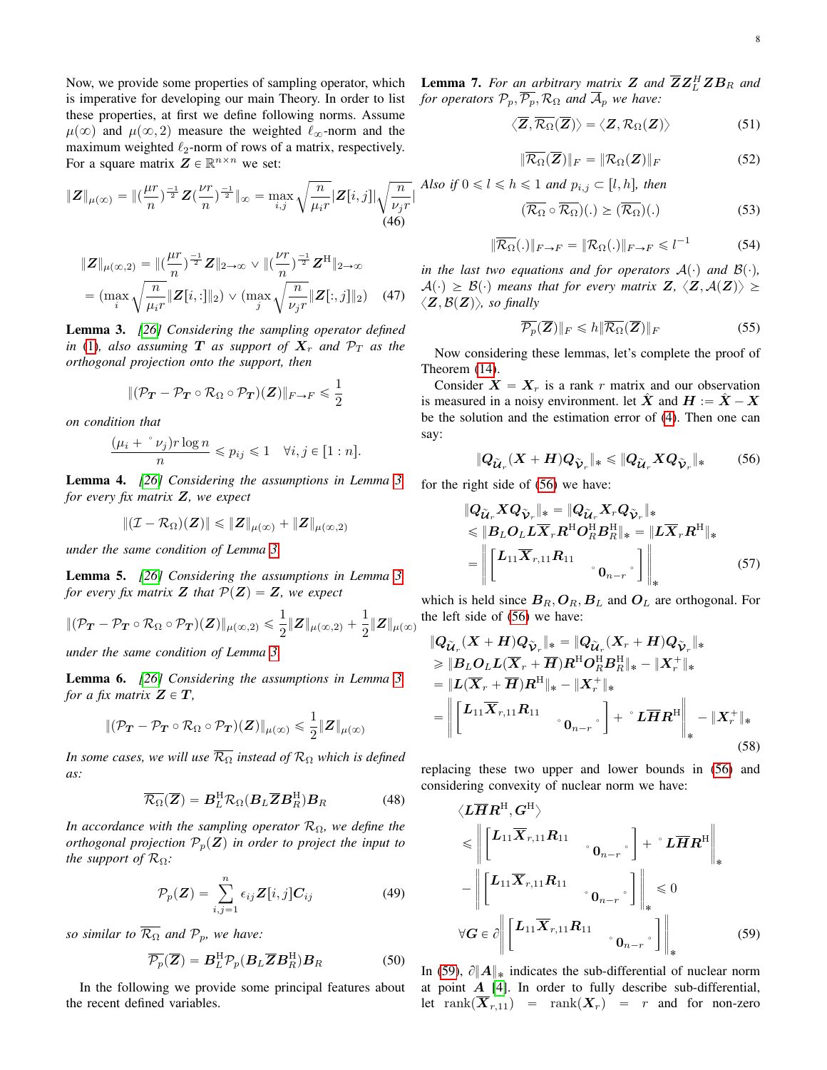Now, we provide some properties of sampling operator, which is imperative for developing our main Theory. In order to list these properties, at first we define following norms. Assume $\mu(\infty)$ and $\mu(\infty, 2)$ measure the weighted $\ell_\infty$-norm and the maximum weighted $\ell_2$-norm of rows of a matrix, respectively. For a square matrix $\boldsymbol{Z} \in \mathbb{R}^{n\times n}$ we set:

$$\|\boldsymbol{Z}\|_{\mu(\infty)} = \|(\frac{\mu r}{n})^{\frac{-1}{2}} \boldsymbol{Z} (\frac{\nu r}{n})^{\frac{-1}{2}}\|_\infty = \max_{i,j} \sqrt{\frac{n}{\mu_i r}} |\boldsymbol{Z}[i,j]| \sqrt{\frac{n}{\nu_j r}}| \tag{46}$$

$$\|\boldsymbol{Z}\|_{\mu(\infty,2)} = \|(\frac{\mu r}{n})^{\frac{-1}{2}} \boldsymbol{Z}\|_{2\to\infty} \vee \|(\frac{\nu r}{n})^{\frac{-1}{2}} \boldsymbol{Z}^{\mathrm{H}}\|_{2\to\infty}$$
$$= (\max_i \sqrt{\frac{n}{\mu_i r}} \|\boldsymbol{Z}[i,:]\|_2) \vee (\max_j \sqrt{\frac{n}{\nu_j r}} \|\boldsymbol{Z}[:,j]\|_2) \tag{47}$$

**Lemma 3.** *[26] Considering the sampling operator defined in (1), also assuming $\boldsymbol{T}$ as support of $\boldsymbol{X}_r$ and $\mathcal{P}_T$ as the orthogonal projection onto the support, then*

$$\|(\mathcal{P}_{\boldsymbol{T}} - \mathcal{P}_{\boldsymbol{T}} \circ \mathcal{R}_\Omega \circ \mathcal{P}_{\boldsymbol{T}})(\boldsymbol{Z})\|_{F\to F} \leqslant \frac{1}{2}$$

*on condition that*

$$\frac{(\mu_i + \nu_j) r \log n}{n} \leqslant p_{ij} \leqslant 1 \quad \forall i,j \in [1:n].$$

**Lemma 4.** *[26] Considering the assumptions in Lemma 3 for every fix matrix $\boldsymbol{Z}$, we expect*

$$\|(\mathcal{I} - \mathcal{R}_\Omega)(\boldsymbol{Z})\| \leqslant \|\boldsymbol{Z}\|_{\mu(\infty)} + \|\boldsymbol{Z}\|_{\mu(\infty,2)}$$

*under the same condition of Lemma 3.*

**Lemma 5.** *[26] Considering the assumptions in Lemma 3 for every fix matrix $\boldsymbol{Z}$ that $\mathcal{P}(\boldsymbol{Z}) = \boldsymbol{Z}$, we expect*

$$\|(\mathcal{P}_{\boldsymbol{T}} - \mathcal{P}_{\boldsymbol{T}} \circ \mathcal{R}_\Omega \circ \mathcal{P}_{\boldsymbol{T}})(\boldsymbol{Z})\|_{\mu(\infty,2)} \leqslant \frac{1}{2}\|\boldsymbol{Z}\|_{\mu(\infty,2)} + \frac{1}{2}\|\boldsymbol{Z}\|_{\mu(\infty)}$$

*under the same condition of Lemma 3.*

**Lemma 6.** *[26] Considering the assumptions in Lemma 3 for a fix matrix $\boldsymbol{Z} \in \boldsymbol{T}$,*

$$\|(\mathcal{P}_{\boldsymbol{T}} - \mathcal{P}_{\boldsymbol{T}} \circ \mathcal{R}_\Omega \circ \mathcal{P}_{\boldsymbol{T}})(\boldsymbol{Z})\|_{\mu(\infty)} \leqslant \frac{1}{2}\|\boldsymbol{Z}\|_{\mu(\infty)}$$

*In some cases, we will use $\overline{\mathcal{R}_\Omega}$ instead of $\mathcal{R}_\Omega$ which is defined as:*

$$\overline{\mathcal{R}_\Omega}(\overline{\boldsymbol{Z}}) = \boldsymbol{B}_L^{\mathrm{H}} \mathcal{R}_\Omega(\boldsymbol{B}_L \overline{\boldsymbol{Z}} \boldsymbol{B}_R^{\mathrm{H}}) \boldsymbol{B}_R \tag{48}$$

*In accordance with the sampling operator $\mathcal{R}_\Omega$, we define the orthogonal projection $\mathcal{P}_p(\boldsymbol{Z})$ in order to project the input to the support of $\mathcal{R}_\Omega$:*

$$\mathcal{P}_p(\boldsymbol{Z}) = \sum_{i,j=1}^{n} \epsilon_{ij} \boldsymbol{Z}[i,j] \boldsymbol{C}_{ij} \tag{49}$$

*so similar to $\overline{\mathcal{R}_\Omega}$ and $\mathcal{P}_p$, we have:*

$$\overline{\mathcal{P}_p}(\overline{\boldsymbol{Z}}) = \boldsymbol{B}_L^{\mathrm{H}} \mathcal{P}_p(\boldsymbol{B}_L \overline{\boldsymbol{Z}} \boldsymbol{B}_R^{\mathrm{H}}) \boldsymbol{B}_R \tag{50}$$

In the following we provide some principal features about the recent defined variables.

**Lemma 7.** *For an arbitrary matrix $\boldsymbol{Z}$ and $\overline{\boldsymbol{Z}}\boldsymbol{Z}_L^{\mathrm{H}}\boldsymbol{Z}\boldsymbol{B}_R$ and for operators $\mathcal{P}_p, \overline{\mathcal{P}_p}, \mathcal{R}_\Omega$ and $\overline{\mathcal{A}}_p$ we have:*

$$\langle \overline{\boldsymbol{Z}}, \overline{\mathcal{R}_\Omega}(\overline{\boldsymbol{Z}}) \rangle = \langle \boldsymbol{Z}, \mathcal{R}_\Omega(\boldsymbol{Z}) \rangle \tag{51}$$

$$\|\overline{\mathcal{R}_\Omega}(\overline{\boldsymbol{Z}})\|_F = \|\mathcal{R}_\Omega(\boldsymbol{Z})\|_F \tag{52}$$

*Also if $0 \leqslant l \leqslant h \leqslant 1$ and $p_{i,j} \subset [l,h]$, then*

$$(\overline{\mathcal{R}_\Omega} \circ \overline{\mathcal{R}_\Omega})(.) \geq (\overline{\mathcal{R}_\Omega})(.) \tag{53}$$

$$\|\overline{\mathcal{R}_\Omega}(.)\|_{F\to F} = \|\mathcal{R}_\Omega(.)\|_{F\to F} \leqslant l^{-1} \tag{54}$$

*in the last two equations and for operators $\mathcal{A}(\cdot)$ and $\mathcal{B}(\cdot)$, $\mathcal{A}(\cdot) \geq \mathcal{B}(\cdot)$ means that for every matrix $\boldsymbol{Z}$, $\langle \boldsymbol{Z}, \mathcal{A}(\boldsymbol{Z}) \rangle \geq \langle \boldsymbol{Z}, \mathcal{B}(\boldsymbol{Z}) \rangle$, so finally*

$$\overline{\mathcal{P}_p}(\overline{\boldsymbol{Z}})\|_F \leqslant h \|\overline{\mathcal{R}_\Omega}(\overline{\boldsymbol{Z}})\|_F \tag{55}$$

Now considering these lemmas, let's complete the proof of Theorem (14).

Consider $\boldsymbol{X} = \boldsymbol{X}_r$ is a rank $r$ matrix and our observation is measured in a noisy environment. let $\hat{\boldsymbol{X}}$ and $\boldsymbol{H} := \hat{\boldsymbol{X}} - \boldsymbol{X}$ be the solution and the estimation error of (4). Then one can say:

$$\|\boldsymbol{Q}_{\tilde{\mathcal{U}}_r} (\boldsymbol{X} + \boldsymbol{H}) \boldsymbol{Q}_{\tilde{\mathcal{V}}_r}\|_* \leqslant \|\boldsymbol{Q}_{\tilde{\mathcal{U}}_r} \boldsymbol{X} \boldsymbol{Q}_{\tilde{\mathcal{V}}_r}\|_* \tag{56}$$

for the right side of (56) we have:

$$\|\boldsymbol{Q}_{\tilde{\mathcal{U}}_r} \boldsymbol{X} \boldsymbol{Q}_{\tilde{\mathcal{V}}_r}\|_* = \|\boldsymbol{Q}_{\tilde{\mathcal{U}}_r} \boldsymbol{X}_r \boldsymbol{Q}_{\tilde{\mathcal{V}}_r}\|_*$$
$$\leqslant \|\boldsymbol{B}_L \boldsymbol{O}_L \boldsymbol{L} \overline{\boldsymbol{X}}_r \boldsymbol{R}^{\mathrm{H}} \boldsymbol{O}_R^{\mathrm{H}} \boldsymbol{B}_R^{\mathrm{H}}\|_* = \|\boldsymbol{L} \overline{\boldsymbol{X}}_r \boldsymbol{R}^{\mathrm{H}}\|_*$$
$$= \left\| \begin{bmatrix} \boldsymbol{L}_{11} \overline{\boldsymbol{X}}_{r,11} \boldsymbol{R}_{11} & \\ & \boldsymbol{0}_{n-r} \end{bmatrix} \right\|_* \tag{57}$$

which is held since $\boldsymbol{B}_R, \boldsymbol{O}_R, \boldsymbol{B}_L$ and $\boldsymbol{O}_L$ are orthogonal. For the left side of (56) we have:

$$\|\boldsymbol{Q}_{\tilde{\mathcal{U}}_r} (\boldsymbol{X} + \boldsymbol{H}) \boldsymbol{Q}_{\tilde{\mathcal{V}}_r}\|_* = \|\boldsymbol{Q}_{\tilde{\mathcal{U}}_r} (\boldsymbol{X}_r + \boldsymbol{H}) \boldsymbol{Q}_{\tilde{\mathcal{V}}_r}\|_*$$
$$\geqslant \|\boldsymbol{B}_L \boldsymbol{O}_L \boldsymbol{L} (\overline{\boldsymbol{X}}_r + \overline{\boldsymbol{H}}) \boldsymbol{R}^{\mathrm{H}} \boldsymbol{O}_R^{\mathrm{H}} \boldsymbol{B}_R^{\mathrm{H}}\|_* - \|\boldsymbol{X}_r^+\|_*$$
$$= \|\boldsymbol{L} (\overline{\boldsymbol{X}}_r + \overline{\boldsymbol{H}}) \boldsymbol{R}^{\mathrm{H}}\|_* - \|\boldsymbol{X}_r^+\|_*$$
$$= \left\| \begin{bmatrix} \boldsymbol{L}_{11} \overline{\boldsymbol{X}}_{r,11} \boldsymbol{R}_{11} & \\ & \boldsymbol{0}_{n-r} \end{bmatrix} + \boldsymbol{L} \overline{\boldsymbol{H}} \boldsymbol{R}^{\mathrm{H}} \right\|_* - \|\boldsymbol{X}_r^+\|_* \tag{58}$$

replacing these two upper and lower bounds in (56) and considering convexity of nuclear norm we have:

$$\langle \boldsymbol{L} \overline{\boldsymbol{H}} \boldsymbol{R}^{\mathrm{H}}, \boldsymbol{G}^{\mathrm{H}} \rangle$$
$$\leqslant \left\| \begin{bmatrix} \boldsymbol{L}_{11} \overline{\boldsymbol{X}}_{r,11} \boldsymbol{R}_{11} & \\ & \boldsymbol{0}_{n-r} \end{bmatrix} + \boldsymbol{L} \overline{\boldsymbol{H}} \boldsymbol{R}^{\mathrm{H}} \right\|_*$$
$$- \left\| \begin{bmatrix} \boldsymbol{L}_{11} \overline{\boldsymbol{X}}_{r,11} \boldsymbol{R}_{11} & \\ & \boldsymbol{0}_{n-r} \end{bmatrix} \right\|_* \leqslant 0$$
$$\forall \boldsymbol{G} \in \partial \left\| \begin{bmatrix} \boldsymbol{L}_{11} \overline{\boldsymbol{X}}_{r,11} \boldsymbol{R}_{11} & \\ & \boldsymbol{0}_{n-r} \end{bmatrix} \right\|_* \tag{59}$$

In (59), $\partial \|\boldsymbol{A}\|_*$ indicates the sub-differential of nuclear norm at point $\boldsymbol{A}$ [4]. In order to fully describe sub-differential, let $\mathrm{rank}(\overline{\boldsymbol{X}}_{r,11}) = \mathrm{rank}(\boldsymbol{X}_r) = r$ and for non-zero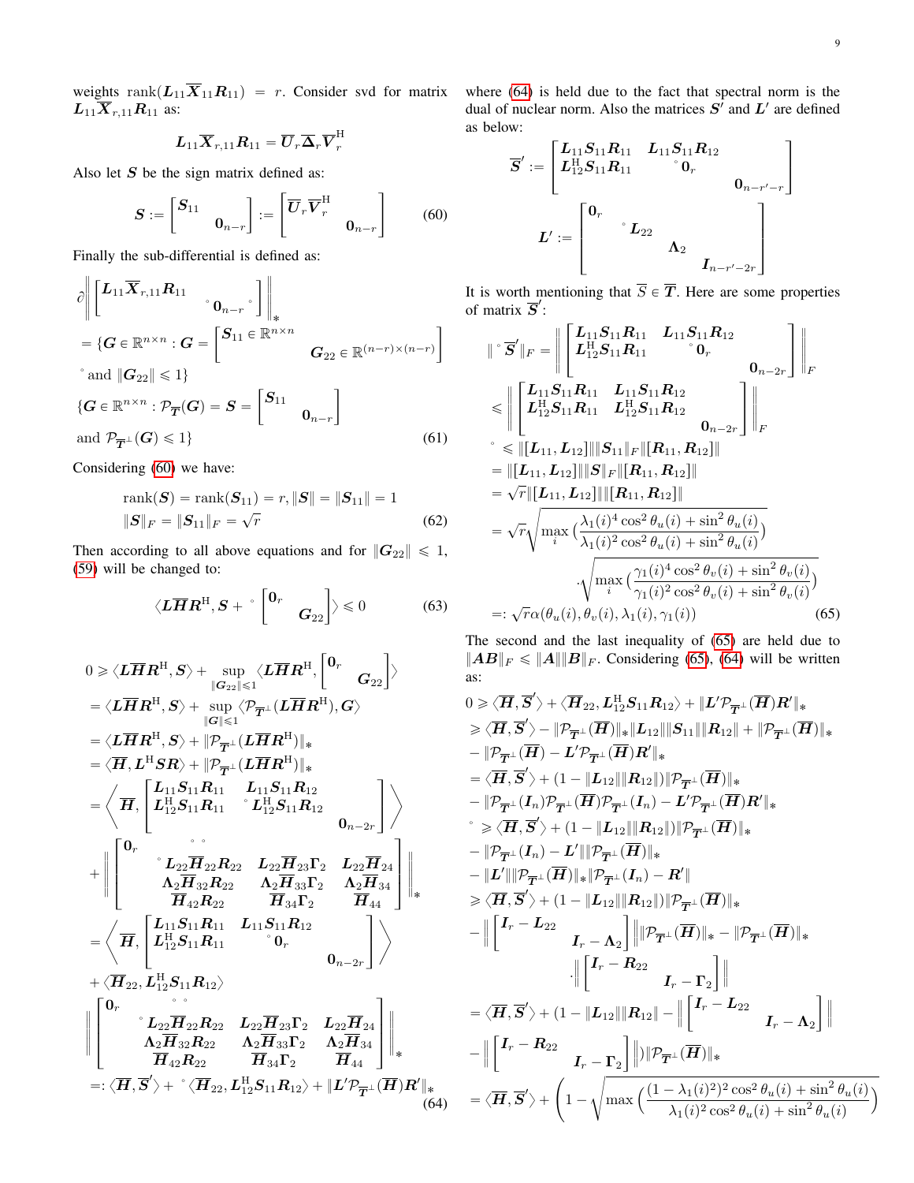weights $\mathrm{rank}(\boldsymbol{L}_{11}\overline{\boldsymbol{X}}_{11}\boldsymbol{R}_{11}) = r$. Consider svd for matrix $\boldsymbol{L}_{11}\overline{\boldsymbol{X}}_{r,11}\boldsymbol{R}_{11}$ as:

$$\boldsymbol{L}_{11}\overline{\boldsymbol{X}}_{r,11}\boldsymbol{R}_{11} = \overline{\boldsymbol{U}}_r\overline{\boldsymbol{\Delta}}_r\overline{\boldsymbol{V}}_r^{\mathrm{H}}$$

Also let $\boldsymbol{S}$ be the sign matrix defined as:

$$\boldsymbol{S} := \begin{bmatrix} \boldsymbol{S}_{11} & \\ & \boldsymbol{0}_{n-r} \end{bmatrix} := \begin{bmatrix} \overline{\boldsymbol{U}}_r\overline{\boldsymbol{V}}_r^{\mathrm{H}} & \\ & \boldsymbol{0}_{n-r} \end{bmatrix} \tag{60}$$

Finally the sub-differential is defined as:

$$\begin{aligned}
&\partial \left\| \begin{bmatrix} \boldsymbol{L}_{11}\overline{\boldsymbol{X}}_{r,11}\boldsymbol{R}_{11} & \\ & \boldsymbol{0}_{n-r} \end{bmatrix} \right\|_* \\
&= \{\boldsymbol{G} \in \mathbb{R}^{n\times n} : \boldsymbol{G} = \begin{bmatrix} \boldsymbol{S}_{11} \in \mathbb{R}^{n\times n} & \\ & \boldsymbol{G}_{22} \in \mathbb{R}^{(n-r)\times(n-r)} \end{bmatrix} \\
&\text{and } \|\boldsymbol{G}_{22}\| \leqslant 1\} \\
&\{\boldsymbol{G} \in \mathbb{R}^{n\times n} : \mathcal{P}_{\overline{\boldsymbol{T}}}(\boldsymbol{G}) = \boldsymbol{S} = \begin{bmatrix} \boldsymbol{S}_{11} & \\ & \boldsymbol{0}_{n-r} \end{bmatrix} \\
&\text{and } \mathcal{P}_{\overline{\boldsymbol{T}}^\perp}(\boldsymbol{G}) \leqslant 1\}
\end{aligned} \tag{61}$$

Considering (60) we have:

$$\begin{aligned}
&\mathrm{rank}(\boldsymbol{S}) = \mathrm{rank}(\boldsymbol{S}_{11}) = r, \|\boldsymbol{S}\| = \|\boldsymbol{S}_{11}\| = 1 \\
&\|\boldsymbol{S}\|_F = \|\boldsymbol{S}_{11}\|_F = \sqrt{r}
\end{aligned} \tag{62}$$

Then according to all above equations and for $\|\boldsymbol{G}_{22}\| \leqslant 1$, (59) will be changed to:

$$\langle \boldsymbol{L}\overline{\boldsymbol{H}}\boldsymbol{R}^{\mathrm{H}}, \boldsymbol{S} + \begin{bmatrix} \boldsymbol{0}_r & \\ & \boldsymbol{G}_{22} \end{bmatrix} \rangle \leqslant 0 \tag{63}$$

$$\begin{aligned}
0 &\geqslant \langle \boldsymbol{L}\overline{\boldsymbol{H}}\boldsymbol{R}^{\mathrm{H}}, \boldsymbol{S}\rangle + \sup_{\|\boldsymbol{G}_{22}\|\leqslant 1} \langle \boldsymbol{L}\overline{\boldsymbol{H}}\boldsymbol{R}^{\mathrm{H}}, \begin{bmatrix} \boldsymbol{0}_r & \\ & \boldsymbol{G}_{22} \end{bmatrix} \rangle \\
&= \langle \boldsymbol{L}\overline{\boldsymbol{H}}\boldsymbol{R}^{\mathrm{H}}, \boldsymbol{S}\rangle + \sup_{\|\boldsymbol{G}\|\leqslant 1} \langle \mathcal{P}_{\overline{\boldsymbol{T}}^\perp}(\boldsymbol{L}\overline{\boldsymbol{H}}\boldsymbol{R}^{\mathrm{H}}), \boldsymbol{G}\rangle \\
&= \langle \boldsymbol{L}\overline{\boldsymbol{H}}\boldsymbol{R}^{\mathrm{H}}, \boldsymbol{S}\rangle + \|\mathcal{P}_{\overline{\boldsymbol{T}}^\perp}(\boldsymbol{L}\overline{\boldsymbol{H}}\boldsymbol{R}^{\mathrm{H}})\|_* \\
&= \langle \overline{\boldsymbol{H}}, \boldsymbol{L}^{\mathrm{H}}\boldsymbol{S}\boldsymbol{R}\rangle + \|\mathcal{P}_{\overline{\boldsymbol{T}}^\perp}(\boldsymbol{L}\overline{\boldsymbol{H}}\boldsymbol{R}^{\mathrm{H}})\|_* \\
&= \left\langle \overline{\boldsymbol{H}}, \begin{bmatrix} \boldsymbol{L}_{11}\boldsymbol{S}_{11}\boldsymbol{R}_{11} & \boldsymbol{L}_{11}\boldsymbol{S}_{11}\boldsymbol{R}_{12} & \\ \boldsymbol{L}_{12}^{\mathrm{H}}\boldsymbol{S}_{11}\boldsymbol{R}_{11} & \boldsymbol{L}_{12}^{\mathrm{H}}\boldsymbol{S}_{11}\boldsymbol{R}_{12} & \\ & & \boldsymbol{0}_{n-2r} \end{bmatrix} \right\rangle \\
&+ \left\| \begin{bmatrix} \boldsymbol{0}_r & & & \\ & \boldsymbol{L}_{22}\overline{\boldsymbol{H}}_{22}\boldsymbol{R}_{22} & \boldsymbol{L}_{22}\overline{\boldsymbol{H}}_{23}\boldsymbol{\Gamma}_2 & \boldsymbol{L}_{22}\overline{\boldsymbol{H}}_{24} \\ & \boldsymbol{\Lambda}_2\overline{\boldsymbol{H}}_{32}\boldsymbol{R}_{22} & \boldsymbol{\Lambda}_2\overline{\boldsymbol{H}}_{33}\boldsymbol{\Gamma}_2 & \boldsymbol{\Lambda}_2\overline{\boldsymbol{H}}_{34} \\ & \overline{\boldsymbol{H}}_{42}\boldsymbol{R}_{22} & \overline{\boldsymbol{H}}_{34}\boldsymbol{\Gamma}_2 & \overline{\boldsymbol{H}}_{44} \end{bmatrix} \right\|_* \\
&= \left\langle \overline{\boldsymbol{H}}, \begin{bmatrix} \boldsymbol{L}_{11}\boldsymbol{S}_{11}\boldsymbol{R}_{11} & \boldsymbol{L}_{11}\boldsymbol{S}_{11}\boldsymbol{R}_{12} & \\ \boldsymbol{L}_{12}^{\mathrm{H}}\boldsymbol{S}_{11}\boldsymbol{R}_{11} & \boldsymbol{0}_r & \\ & & \boldsymbol{0}_{n-2r} \end{bmatrix} \right\rangle \\
&+ \langle \overline{\boldsymbol{H}}_{22}, \boldsymbol{L}_{12}^{\mathrm{H}}\boldsymbol{S}_{11}\boldsymbol{R}_{12}\rangle \\
&\left\| \begin{bmatrix} \boldsymbol{0}_r & & & \\ & \boldsymbol{L}_{22}\overline{\boldsymbol{H}}_{22}\boldsymbol{R}_{22} & \boldsymbol{L}_{22}\overline{\boldsymbol{H}}_{23}\boldsymbol{\Gamma}_2 & \boldsymbol{L}_{22}\overline{\boldsymbol{H}}_{24} \\ & \boldsymbol{\Lambda}_2\overline{\boldsymbol{H}}_{32}\boldsymbol{R}_{22} & \boldsymbol{\Lambda}_2\overline{\boldsymbol{H}}_{33}\boldsymbol{\Gamma}_2 & \boldsymbol{\Lambda}_2\overline{\boldsymbol{H}}_{34} \\ & \overline{\boldsymbol{H}}_{42}\boldsymbol{R}_{22} & \overline{\boldsymbol{H}}_{34}\boldsymbol{\Gamma}_2 & \overline{\boldsymbol{H}}_{44} \end{bmatrix} \right\|_* \\
&=: \langle \overline{\boldsymbol{H}}, \overline{\boldsymbol{S}}'\rangle + \langle \overline{\boldsymbol{H}}_{22}, \boldsymbol{L}_{12}^{\mathrm{H}}\boldsymbol{S}_{11}\boldsymbol{R}_{12}\rangle + \|\boldsymbol{L}'\mathcal{P}_{\overline{\boldsymbol{T}}^\perp}(\overline{\boldsymbol{H}})\boldsymbol{R}'\|_*
\end{aligned} \tag{64}$$

where (64) is held due to the fact that spectral norm is the dual of nuclear norm. Also the matrices $\boldsymbol{S}'$ and $\boldsymbol{L}'$ are defined as below:

$$\overline{\boldsymbol{S}}' := \begin{bmatrix} \boldsymbol{L}_{11}\boldsymbol{S}_{11}\boldsymbol{R}_{11} & \boldsymbol{L}_{11}\boldsymbol{S}_{11}\boldsymbol{R}_{12} & \\ \boldsymbol{L}_{12}^{\mathrm{H}}\boldsymbol{S}_{11}\boldsymbol{R}_{11} & \boldsymbol{0}_r & \\ & & \boldsymbol{0}_{n-r'-r} \end{bmatrix}$$

$$\boldsymbol{L}' := \begin{bmatrix} \boldsymbol{0}_r & & & \\ & \boldsymbol{L}_{22} & & \\ & & \boldsymbol{\Lambda}_2 & \\ & & & \boldsymbol{I}_{n-r'-2r} \end{bmatrix}$$

It is worth mentioning that $\overline{S} \in \overline{\boldsymbol{T}}$. Here are some properties of matrix $\overline{\boldsymbol{S}}'$:

$$\begin{aligned}
\|\overline{\boldsymbol{S}}'\|_F &= \left\| \begin{bmatrix} \boldsymbol{L}_{11}\boldsymbol{S}_{11}\boldsymbol{R}_{11} & \boldsymbol{L}_{11}\boldsymbol{S}_{11}\boldsymbol{R}_{12} & \\ \boldsymbol{L}_{12}^{\mathrm{H}}\boldsymbol{S}_{11}\boldsymbol{R}_{11} & \boldsymbol{0}_r & \\ & & \boldsymbol{0}_{n-2r} \end{bmatrix} \right\|_F \\
&\leqslant \left\| \begin{bmatrix} \boldsymbol{L}_{11}\boldsymbol{S}_{11}\boldsymbol{R}_{11} & \boldsymbol{L}_{11}\boldsymbol{S}_{11}\boldsymbol{R}_{12} & \\ \boldsymbol{L}_{12}^{\mathrm{H}}\boldsymbol{S}_{11}\boldsymbol{R}_{11} & \boldsymbol{L}_{12}^{\mathrm{H}}\boldsymbol{S}_{11}\boldsymbol{R}_{12} & \\ & & \boldsymbol{0}_{n-2r} \end{bmatrix} \right\|_F \\
&\leqslant \|[\boldsymbol{L}_{11}, \boldsymbol{L}_{12}]\|\|\boldsymbol{S}_{11}\|_F\|[\boldsymbol{R}_{11}, \boldsymbol{R}_{12}]\| \\
&= \|[\boldsymbol{L}_{11}, \boldsymbol{L}_{12}]\|\|\boldsymbol{S}\|_F\|[\boldsymbol{R}_{11}, \boldsymbol{R}_{12}]\| \\
&= \sqrt{r}\|[\boldsymbol{L}_{11}, \boldsymbol{L}_{12}]\|\|[\boldsymbol{R}_{11}, \boldsymbol{R}_{12}]\| \\
&= \sqrt{r}\sqrt{\max_i \left(\frac{\lambda_1(i)^4\cos^2\theta_u(i) + \sin^2\theta_u(i)}{\lambda_1(i)^2\cos^2\theta_u(i) + \sin^2\theta_u(i)}\right)} \\
&\quad \cdot \sqrt{\max_i \left(\frac{\gamma_1(i)^4\cos^2\theta_v(i) + \sin^2\theta_v(i)}{\gamma_1(i)^2\cos^2\theta_v(i) + \sin^2\theta_v(i)}\right)} \\
&=: \sqrt{r}\alpha(\theta_u(i), \theta_v(i), \lambda_1(i), \gamma_1(i))
\end{aligned} \tag{65}$$

The second and the last inequality of (65) are held due to $\|\boldsymbol{A}\boldsymbol{B}\|_F \leqslant \|\boldsymbol{A}\|\|\boldsymbol{B}\|_F$. Considering (65), (64) will be written as:

$$\begin{aligned}
0 &\geqslant \langle \overline{\boldsymbol{H}}, \overline{\boldsymbol{S}}'\rangle + \langle \overline{\boldsymbol{H}}_{22}, \boldsymbol{L}_{12}^{\mathrm{H}}\boldsymbol{S}_{11}\boldsymbol{R}_{12}\rangle + \|\boldsymbol{L}'\mathcal{P}_{\overline{\boldsymbol{T}}^\perp}(\overline{\boldsymbol{H}})\boldsymbol{R}'\|_* \\
&\geqslant \langle \overline{\boldsymbol{H}}, \overline{\boldsymbol{S}}'\rangle - \|\mathcal{P}_{\overline{\boldsymbol{T}}^\perp}(\overline{\boldsymbol{H}})\|_*\|\boldsymbol{L}_{12}\|\|\boldsymbol{S}_{11}\|\|\boldsymbol{R}_{12}\| + \|\mathcal{P}_{\overline{\boldsymbol{T}}^\perp}(\overline{\boldsymbol{H}})\|_* \\
&- \|\mathcal{P}_{\overline{\boldsymbol{T}}^\perp}(\overline{\boldsymbol{H}}) - \boldsymbol{L}'\mathcal{P}_{\overline{\boldsymbol{T}}^\perp}(\overline{\boldsymbol{H}})\boldsymbol{R}'\|_* \\
&= \langle \overline{\boldsymbol{H}}, \overline{\boldsymbol{S}}'\rangle + (1 - \|\boldsymbol{L}_{12}\|\|\boldsymbol{R}_{12}\|)\|\mathcal{P}_{\overline{\boldsymbol{T}}^\perp}(\overline{\boldsymbol{H}})\|_* \\
&- \|\mathcal{P}_{\overline{\boldsymbol{T}}^\perp}(\boldsymbol{I}_n)\mathcal{P}_{\overline{\boldsymbol{T}}^\perp}(\overline{\boldsymbol{H}})\mathcal{P}_{\overline{\boldsymbol{T}}^\perp}(\boldsymbol{I}_n) - \boldsymbol{L}'\mathcal{P}_{\overline{\boldsymbol{T}}^\perp}(\overline{\boldsymbol{H}})\boldsymbol{R}'\|_* \\
&\geqslant \langle \overline{\boldsymbol{H}}, \overline{\boldsymbol{S}}'\rangle + (1 - \|\boldsymbol{L}_{12}\|\|\boldsymbol{R}_{12}\|)\|\mathcal{P}_{\overline{\boldsymbol{T}}^\perp}(\overline{\boldsymbol{H}})\|_* \\
&- \|\mathcal{P}_{\overline{\boldsymbol{T}}^\perp}(\boldsymbol{I}_n) - \boldsymbol{L}'\|\|\mathcal{P}_{\overline{\boldsymbol{T}}^\perp}(\overline{\boldsymbol{H}})\|_* \\
&- \|\boldsymbol{L}'\|\|\mathcal{P}_{\overline{\boldsymbol{T}}^\perp}(\overline{\boldsymbol{H}})\|_*\|\mathcal{P}_{\overline{\boldsymbol{T}}^\perp}(\boldsymbol{I}_n) - \boldsymbol{R}'\| \\
&\geqslant \langle \overline{\boldsymbol{H}}, \overline{\boldsymbol{S}}'\rangle + (1 - \|\boldsymbol{L}_{12}\|\|\boldsymbol{R}_{12}\|)\|\mathcal{P}_{\overline{\boldsymbol{T}}^\perp}(\overline{\boldsymbol{H}})\|_* \\
&- \left\| \begin{bmatrix} \boldsymbol{I}_r - \boldsymbol{L}_{22} & \\ & \boldsymbol{I}_r - \boldsymbol{\Lambda}_2 \end{bmatrix} \right\|\|\mathcal{P}_{\overline{\boldsymbol{T}}^\perp}(\overline{\boldsymbol{H}})\|_* - \|\mathcal{P}_{\overline{\boldsymbol{T}}^\perp}(\overline{\boldsymbol{H}})\|_* \\
&\quad \cdot \left\| \begin{bmatrix} \boldsymbol{I}_r - \boldsymbol{R}_{22} & \\ & \boldsymbol{I}_r - \boldsymbol{\Gamma}_2 \end{bmatrix} \right\| \\
&= \langle \overline{\boldsymbol{H}}, \overline{\boldsymbol{S}}'\rangle + (1 - \|\boldsymbol{L}_{12}\|\|\boldsymbol{R}_{12}\| - \left\| \begin{bmatrix} \boldsymbol{I}_r - \boldsymbol{L}_{22} & \\ & \boldsymbol{I}_r - \boldsymbol{\Lambda}_2 \end{bmatrix} \right\| \\
&- \left\| \begin{bmatrix} \boldsymbol{I}_r - \boldsymbol{R}_{22} & \\ & \boldsymbol{I}_r - \boldsymbol{\Gamma}_2 \end{bmatrix} \right\|)\|\mathcal{P}_{\overline{\boldsymbol{T}}^\perp}(\overline{\boldsymbol{H}})\|_* \\
&= \langle \overline{\boldsymbol{H}}, \overline{\boldsymbol{S}}'\rangle + \left(1 - \sqrt{\max\left(\frac{(1-\lambda_1(i))^2\cos^2\theta_u(i) + \sin^2\theta_u(i)}{\lambda_1(i)^2\cos^2\theta_u(i) + \sin^2\theta_u(i)}\right)}\right.
\end{aligned}$$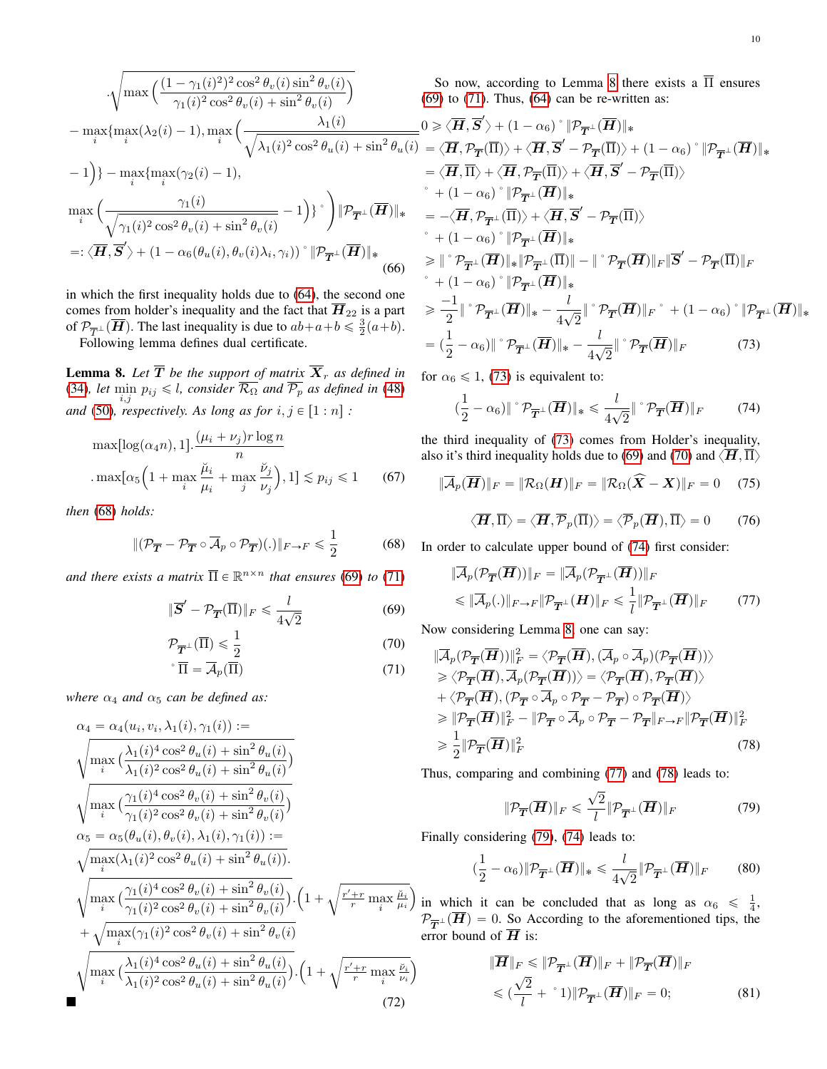$$
\begin{aligned}
&.\sqrt{\max\Big(\frac{(1-\gamma_1(i)^2)^2\cos^2\theta_v(i)\sin^2\theta_v(i)}{\gamma_1(i)^2\cos^2\theta_v(i)+\sin^2\theta_v(i)}\Big)} \\
&-\max_i\{\max_i(\lambda_2(i)-1),\max_i\Big(\frac{\lambda_1(i)}{\sqrt{\lambda_1(i)^2\cos^2\theta_u(i)+\sin^2\theta_u(i)}} \\
&-1\Big)\}-\max_i\{\max_i(\gamma_2(i)-1), \\
&\max_i\Big(\frac{\gamma_1(i)}{\sqrt{\gamma_1(i)^2\cos^2\theta_v(i)+\sin^2\theta_v(i)}}-1\Big)\}^\circ\Bigg)\|\mathcal{P}_{\overline{\boldsymbol{T}}^\perp}(\overline{\boldsymbol{H}})\|_* \\
&=:\langle\overline{\boldsymbol{H}},\overline{\boldsymbol{S}}'\rangle+(1-\alpha_6(\theta_u(i),\theta_v(i)\lambda_i,\gamma_i))^\circ\|\mathcal{P}_{\overline{\boldsymbol{T}}^\perp}(\overline{\boldsymbol{H}})\|_*
\end{aligned}
\tag{66}
$$

in which the first inequality holds due to (64), the second one comes from holder's inequality and the fact that $\overline{\boldsymbol{H}}_{22}$ is a part of $\mathcal{P}_{\overline{\boldsymbol{T}}^\perp}(\overline{\boldsymbol{H}})$. The last inequality is due to $ab+a+b\leqslant\frac{3}{2}(a+b)$.

Following lemma defines dual certificate.

**Lemma 8.** *Let $\overline{\boldsymbol{T}}$ be the support of matrix $\overline{\boldsymbol{X}}_r$ as defined in (34), let $\min_{i,j} p_{ij}\leqslant l$, consider $\overline{\mathcal{R}_\Omega}$ and $\overline{\mathcal{P}}_p$ as defined in (48) and (50), respectively. As long as for $i,j\in[1:n]$ :*

$$
\max[\log(\alpha_4 n),1].\frac{(\mu_i+\nu_j)r\log n}{n}
.\max[\alpha_5\Big(1+\max_i\frac{\breve{\mu}_i}{\mu_i}+\max_j\frac{\breve{\nu}_j}{\nu_j}\Big),1]\lesssim p_{ij}\leqslant 1 \tag{67}
$$

*then (68) holds:*

$$
\|(\mathcal{P}_{\overline{\boldsymbol{T}}}-\mathcal{P}_{\overline{\boldsymbol{T}}}\circ\overline{\mathcal{A}}_p\circ\mathcal{P}_{\overline{\boldsymbol{T}}})(.)\|_{F\to F}\leqslant\frac{1}{2} \tag{68}
$$

*and there exists a matrix $\overline{\Pi}\in\mathbb{R}^{n\times n}$ that ensures (69) to (71)*

$$
\|\overline{\boldsymbol{S}}'-\mathcal{P}_{\overline{\boldsymbol{T}}}(\overline{\Pi})\|_F\leqslant\frac{l}{4\sqrt{2}} \tag{69}
$$

$$
\mathcal{P}_{\overline{\boldsymbol{T}}^\perp}(\overline{\Pi})\leqslant\frac{1}{2} \tag{70}
$$

$$
{}^\circ\,\overline{\Pi}=\overline{\mathcal{A}}_p(\overline{\Pi}) \tag{71}
$$

*where $\alpha_4$ and $\alpha_5$ can be defined as:*

$$
\begin{aligned}
&\alpha_4=\alpha_4(u_i,v_i,\lambda_1(i),\gamma_1(i)):= \\
&\sqrt{\max_i\Big(\frac{\lambda_1(i)^4\cos^2\theta_u(i)+\sin^2\theta_u(i)}{\lambda_1(i)^2\cos^2\theta_u(i)+\sin^2\theta_u(i)}\Big)} \\
&\sqrt{\max_i\Big(\frac{\gamma_1(i)^4\cos^2\theta_v(i)+\sin^2\theta_v(i)}{\gamma_1(i)^2\cos^2\theta_v(i)+\sin^2\theta_v(i)}\Big)} \\
&\alpha_5=\alpha_5(\theta_u(i),\theta_v(i),\lambda_1(i),\gamma_1(i)):= \\
&\sqrt{\max_i(\lambda_1(i)^2\cos^2\theta_u(i)+\sin^2\theta_u(i))}. \\
&\sqrt{\max_i\Big(\frac{\gamma_1(i)^4\cos^2\theta_v(i)+\sin^2\theta_v(i)}{\gamma_1(i)^2\cos^2\theta_v(i)+\sin^2\theta_v(i)}\Big)}.\Big(1+\sqrt{\tfrac{r'+r}{r}\max_i\tfrac{\breve{\mu}_i}{\mu_i}}\Big) \\
&+\sqrt{\max_i(\gamma_1(i)^2\cos^2\theta_v(i)+\sin^2\theta_v(i)} \\
&\sqrt{\max_i\Big(\frac{\lambda_1(i)^4\cos^2\theta_u(i)+\sin^2\theta_u(i)}{\lambda_1(i)^2\cos^2\theta_u(i)+\sin^2\theta_u(i)}\Big)}.\Big(1+\sqrt{\tfrac{r'+r}{r}\max_i\tfrac{\breve{\nu}_i}{\nu_i}}\Big)
\end{aligned}
\tag{72}
$$

■

So now, according to Lemma 8 there exists a $\overline{\Pi}$ ensures (69) to (71). Thus, (64) can be re-written as:

$$
\begin{aligned}
0&\geqslant\langle\overline{\boldsymbol{H}},\overline{\boldsymbol{S}}'\rangle+(1-\alpha_6)^\circ\|\mathcal{P}_{\overline{\boldsymbol{T}}^\perp}(\overline{\boldsymbol{H}})\|_* \\
&=\langle\overline{\boldsymbol{H}},\mathcal{P}_{\overline{\boldsymbol{T}}}(\overline{\Pi})\rangle+\langle\overline{\boldsymbol{H}},\overline{\boldsymbol{S}}'-\mathcal{P}_{\overline{\boldsymbol{T}}}(\overline{\Pi})\rangle+(1-\alpha_6)^\circ\|\mathcal{P}_{\overline{\boldsymbol{T}}^\perp}(\overline{\boldsymbol{H}})\|_* \\
&=\langle\overline{\boldsymbol{H}},\overline{\Pi}\rangle+\langle\overline{\boldsymbol{H}},\mathcal{P}_{\overline{\boldsymbol{T}}}(\overline{\Pi})\rangle+\langle\overline{\boldsymbol{H}},\overline{\boldsymbol{S}}'-\mathcal{P}_{\overline{\boldsymbol{T}}}(\overline{\Pi})\rangle \\
&\quad{}^\circ+(1-\alpha_6)^\circ\|\mathcal{P}_{\overline{\boldsymbol{T}}^\perp}(\overline{\boldsymbol{H}})\|_* \\
&=-\langle\overline{\boldsymbol{H}},\mathcal{P}_{\overline{\boldsymbol{T}}^\perp}(\overline{\Pi})\rangle+\langle\overline{\boldsymbol{H}},\overline{\boldsymbol{S}}'-\mathcal{P}_{\overline{\boldsymbol{T}}}(\overline{\Pi})\rangle \\
&\quad{}^\circ+(1-\alpha_6)^\circ\|\mathcal{P}_{\overline{\boldsymbol{T}}^\perp}(\overline{\boldsymbol{H}})\|_* \\
&\geqslant\|^\circ\mathcal{P}_{\overline{\boldsymbol{T}}^\perp}(\overline{\boldsymbol{H}})\|_*\|\mathcal{P}_{\overline{\boldsymbol{T}}^\perp}(\overline{\Pi})\|-\|^\circ\mathcal{P}_{\overline{\boldsymbol{T}}}(\overline{\boldsymbol{H}})\|_F\|\overline{\boldsymbol{S}}'-\mathcal{P}_{\overline{\boldsymbol{T}}}(\overline{\Pi})\|_F \\
&\quad{}^\circ+(1-\alpha_6)^\circ\|\mathcal{P}_{\overline{\boldsymbol{T}}^\perp}(\overline{\boldsymbol{H}})\|_* \\
&\geqslant\frac{-1}{2}\|^\circ\mathcal{P}_{\overline{\boldsymbol{T}}^\perp}(\overline{\boldsymbol{H}})\|_*-\frac{l}{4\sqrt{2}}\|^\circ\mathcal{P}_{\overline{\boldsymbol{T}}}(\overline{\boldsymbol{H}})\|_F{}^\circ+(1-\alpha_6)^\circ\|\mathcal{P}_{\overline{\boldsymbol{T}}^\perp}(\overline{\boldsymbol{H}})\|_* \\
&=(\frac{1}{2}-\alpha_6)\|^\circ\mathcal{P}_{\overline{\boldsymbol{T}}^\perp}(\overline{\boldsymbol{H}})\|_*-\frac{l}{4\sqrt{2}}\|^\circ\mathcal{P}_{\overline{\boldsymbol{T}}}(\overline{\boldsymbol{H}})\|_F
\end{aligned}
\tag{73}
$$

for $\alpha_6\leqslant 1$, (73) is equivalent to:

$$
(\frac{1}{2}-\alpha_6)\|^\circ\mathcal{P}_{\overline{\boldsymbol{T}}^\perp}(\overline{\boldsymbol{H}})\|_*\leqslant\frac{l}{4\sqrt{2}}\|^\circ\mathcal{P}_{\overline{\boldsymbol{T}}}(\overline{\boldsymbol{H}})\|_F \tag{74}
$$

the third inequality of (73) comes from Holder's inequality, also it's third inequality holds due to (69) and (70) and $\langle\overline{\boldsymbol{H}},\overline{\Pi}\rangle$

$$
\|\overline{\mathcal{A}}_p(\overline{\boldsymbol{H}})\|_F=\|\mathcal{R}_\Omega(\boldsymbol{H})\|_F=\|\mathcal{R}_\Omega(\widehat{\boldsymbol{X}}-\boldsymbol{X})\|_F=0 \tag{75}
$$

$$
\langle\overline{\boldsymbol{H}},\overline{\Pi}\rangle=\langle\overline{\boldsymbol{H}},\overline{\mathcal{P}}_p(\overline{\Pi})\rangle=\langle\overline{\mathcal{P}}_p(\overline{\boldsymbol{H}}),\overline{\Pi}\rangle=0 \tag{76}
$$

In order to calculate upper bound of (74) first consider:

$$
\begin{aligned}
&\|\overline{\mathcal{A}}_p(\mathcal{P}_{\overline{\boldsymbol{T}}}(\overline{\boldsymbol{H}}))\|_F=\|\overline{\mathcal{A}}_p(\mathcal{P}_{\overline{\boldsymbol{T}}^\perp}(\overline{\boldsymbol{H}}))\|_F \\
&\leqslant\|\overline{\mathcal{A}}_p(.)\|_{F\to F}\|\mathcal{P}_{\overline{\boldsymbol{T}}^\perp}(\boldsymbol{H})\|_F\leqslant\frac{1}{l}\|\mathcal{P}_{\overline{\boldsymbol{T}}^\perp}(\overline{\boldsymbol{H}})\|_F
\end{aligned}
\tag{77}
$$

Now considering Lemma 8, one can say:

$$
\begin{aligned}
&\|\overline{\mathcal{A}}_p(\mathcal{P}_{\overline{\boldsymbol{T}}}(\overline{\boldsymbol{H}}))\|_F^2=\langle\mathcal{P}_{\overline{\boldsymbol{T}}}(\overline{\boldsymbol{H}}),(\overline{\mathcal{A}}_p\circ\overline{\mathcal{A}}_p)(\mathcal{P}_{\overline{\boldsymbol{T}}}(\overline{\boldsymbol{H}}))\rangle \\
&\geqslant\langle\mathcal{P}_{\overline{\boldsymbol{T}}}(\overline{\boldsymbol{H}}),\overline{\mathcal{A}}_p(\mathcal{P}_{\overline{\boldsymbol{T}}}(\overline{\boldsymbol{H}}))\rangle=\langle\mathcal{P}_{\overline{\boldsymbol{T}}}(\overline{\boldsymbol{H}}),\mathcal{P}_{\overline{\boldsymbol{T}}}(\overline{\boldsymbol{H}})\rangle \\
&+\langle\mathcal{P}_{\overline{\boldsymbol{T}}}(\overline{\boldsymbol{H}}),(\mathcal{P}_{\overline{\boldsymbol{T}}}\circ\overline{\mathcal{A}}_p\circ\mathcal{P}_{\overline{\boldsymbol{T}}}-\mathcal{P}_{\overline{\boldsymbol{T}}})\circ\mathcal{P}_{\overline{\boldsymbol{T}}}(\overline{\boldsymbol{H}})\rangle \\
&\geqslant\|\mathcal{P}_{\overline{\boldsymbol{T}}}(\overline{\boldsymbol{H}})\|_F^2-\|\mathcal{P}_{\overline{\boldsymbol{T}}}\circ\overline{\mathcal{A}}_p\circ\mathcal{P}_{\overline{\boldsymbol{T}}}-\mathcal{P}_{\overline{\boldsymbol{T}}}\|_{F\to F}\|\mathcal{P}_{\overline{\boldsymbol{T}}}(\overline{\boldsymbol{H}})\|_F^2 \\
&\geqslant\frac{1}{2}\|\mathcal{P}_{\overline{\boldsymbol{T}}}(\overline{\boldsymbol{H}})\|_F^2
\end{aligned}
\tag{78}
$$

Thus, comparing and combining (77) and (78) leads to:

$$
\|\mathcal{P}_{\overline{\boldsymbol{T}}}(\overline{\boldsymbol{H}})\|_F\leqslant\frac{\sqrt{2}}{l}\|\mathcal{P}_{\overline{\boldsymbol{T}}^\perp}(\overline{\boldsymbol{H}})\|_F \tag{79}
$$

Finally considering (79), (74) leads to:

$$
(\frac{1}{2}-\alpha_6)\|\mathcal{P}_{\overline{\boldsymbol{T}}^\perp}(\overline{\boldsymbol{H}})\|_*\leqslant\frac{l}{4\sqrt{2}}\|\mathcal{P}_{\overline{\boldsymbol{T}}^\perp}(\overline{\boldsymbol{H}})\|_F \tag{80}
$$

in which it can be concluded that as long as $\alpha_6\leqslant\frac{1}{4}$, $\mathcal{P}_{\overline{\boldsymbol{T}}^\perp}(\overline{\boldsymbol{H}})=0$. So According to the aforementioned tips, the error bound of $\overline{\boldsymbol{H}}$ is:

$$
\begin{aligned}
\|\overline{\boldsymbol{H}}\|_F&\leqslant\|\mathcal{P}_{\overline{\boldsymbol{T}}^\perp}(\overline{\boldsymbol{H}})\|_F+\|\mathcal{P}_{\overline{\boldsymbol{T}}}(\overline{\boldsymbol{H}})\|_F \\
&\leqslant(\frac{\sqrt{2}}{l}+{}^\circ 1)\|\mathcal{P}_{\overline{\boldsymbol{T}}^\perp}(\overline{\boldsymbol{H}})\|_F=0;
\end{aligned}
\tag{81}
$$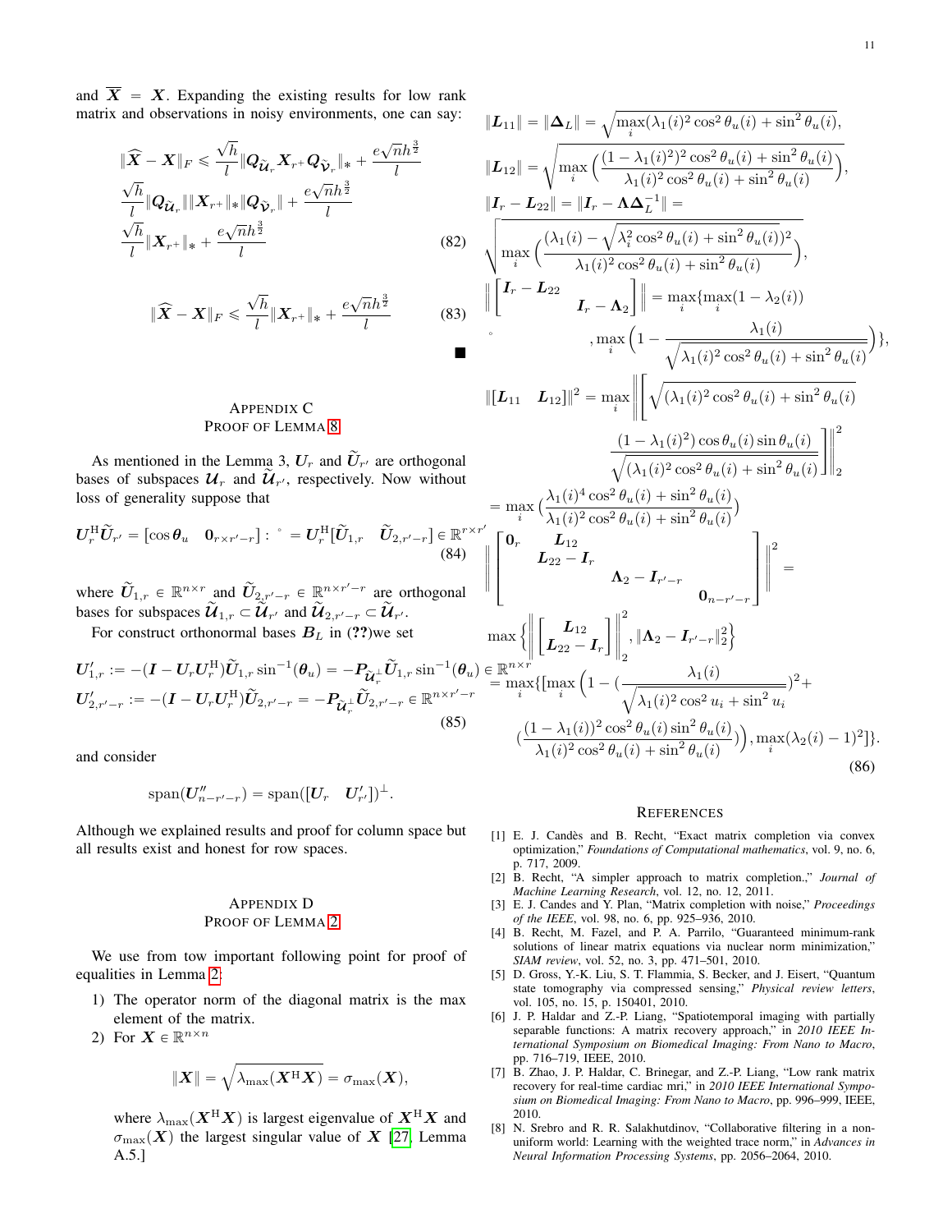and $\overline{\boldsymbol{X}} = \boldsymbol{X}$. Expanding the existing results for low rank matrix and observations in noisy environments, one can say:

$$
\begin{aligned}
\|\widehat{\boldsymbol{X}} - \boldsymbol{X}\|_F &\leqslant \frac{\sqrt{h}}{l}\|\boldsymbol{Q}_{\widetilde{\mathcal{U}}_r}\boldsymbol{X}_{r^+}\boldsymbol{Q}_{\widetilde{\mathcal{V}}_r}\|_* + \frac{e\sqrt{n}h^{\frac{3}{2}}}{l} \\
&\frac{\sqrt{h}}{l}\|\boldsymbol{Q}_{\widetilde{\mathcal{U}}_r}\|\|\boldsymbol{X}_{r^+}\|_*\|\boldsymbol{Q}_{\widetilde{\mathcal{V}}_r}\| + \frac{e\sqrt{n}h^{\frac{3}{2}}}{l} \\
&\frac{\sqrt{h}}{l}\|\boldsymbol{X}_{r^+}\|_* + \frac{e\sqrt{n}h^{\frac{3}{2}}}{l}
\end{aligned} \tag{82}
$$

$$
\|\widehat{\boldsymbol{X}} - \boldsymbol{X}\|_F \leqslant \frac{\sqrt{h}}{l}\|\boldsymbol{X}_{r^+}\|_* + \frac{e\sqrt{n}h^{\frac{3}{2}}}{l} \tag{83}
$$

■

## Appendix C
## Proof of Lemma 8

As mentioned in the Lemma 3, $\boldsymbol{U}_r$ and $\widetilde{\boldsymbol{U}}_{r'}$ are orthogonal bases of subspaces $\boldsymbol{\mathcal{U}}_r$ and $\widetilde{\boldsymbol{\mathcal{U}}}_{r'}$, respectively. Now without loss of generality suppose that

$$
\boldsymbol{U}_r^{\mathrm{H}}\widetilde{\boldsymbol{U}}_{r'} = \begin{bmatrix}\cos\boldsymbol{\theta}_u & \boldsymbol{0}_{r\times r'-r}\end{bmatrix} : {}^{\circ} = \boldsymbol{U}_r^{\mathrm{H}}[\widetilde{\boldsymbol{U}}_{1,r} \quad \widetilde{\boldsymbol{U}}_{2,r'-r}] \in \mathbb{R}^{r\times r'} \tag{84}
$$

where $\widetilde{\boldsymbol{U}}_{1,r} \in \mathbb{R}^{n\times r}$ and $\widetilde{\boldsymbol{U}}_{2,r'-r} \in \mathbb{R}^{n\times r'-r}$ are orthogonal bases for subspaces $\widetilde{\boldsymbol{\mathcal{U}}}_{1,r} \subset \widetilde{\boldsymbol{\mathcal{U}}}_{r'}$ and $\widetilde{\boldsymbol{\mathcal{U}}}_{2,r'-r} \subset \widetilde{\boldsymbol{\mathcal{U}}}_{r'}$.

For construct orthonormal bases $\boldsymbol{B}_L$ in (??)we set

$$
\begin{aligned}
\boldsymbol{U}'_{1,r} &:= -(\boldsymbol{I} - \boldsymbol{U}_r\boldsymbol{U}_r^{\mathrm{H}})\widetilde{\boldsymbol{U}}_{1,r}\sin^{-1}(\boldsymbol{\theta}_u) = -\boldsymbol{P}_{\widetilde{\mathcal{U}}_r^{\perp}}\widetilde{\boldsymbol{U}}_{1,r}\sin^{-1}(\boldsymbol{\theta}_u) \in \mathbb{R}^{n\times r} \\
\boldsymbol{U}'_{2,r'-r} &:= -(\boldsymbol{I} - \boldsymbol{U}_r\boldsymbol{U}_r^{\mathrm{H}})\widetilde{\boldsymbol{U}}_{2,r'-r} = -\boldsymbol{P}_{\widetilde{\mathcal{U}}_r^{\perp}}\widetilde{\boldsymbol{U}}_{2,r'-r} \in \mathbb{R}^{n\times r'-r}
\end{aligned} \tag{85}
$$

and consider

$$
\mathrm{span}(\boldsymbol{U}''_{n-r'-r}) = \mathrm{span}([\boldsymbol{U}_r \quad \boldsymbol{U}'_{r'}])^{\perp}.
$$

Although we explained results and proof for column space but all results exist and honest for row spaces.

## Appendix D
## Proof of Lemma 2

We use from tow important following point for proof of equalities in Lemma 2:

1) The operator norm of the diagonal matrix is the max element of the matrix.
2) For $\boldsymbol{X} \in \mathbb{R}^{n\times n}$

$$
\|\boldsymbol{X}\| = \sqrt{\lambda_{\max}(\boldsymbol{X}^{\mathrm{H}}\boldsymbol{X})} = \sigma_{\max}(\boldsymbol{X}),
$$

where $\lambda_{\max}(\boldsymbol{X}^{\mathrm{H}}\boldsymbol{X})$ is largest eigenvalue of $\boldsymbol{X}^{\mathrm{H}}\boldsymbol{X}$ and $\sigma_{\max}(\boldsymbol{X})$ the largest singular value of $\boldsymbol{X}$ [27, Lemma A.5.]

$$
\|\boldsymbol{L}_{11}\| = \|\boldsymbol{\Delta}_L\| = \sqrt{\max_i(\lambda_1(i)^2\cos^2\theta_u(i) + \sin^2\theta_u(i)},
$$

$$
\|\boldsymbol{L}_{12}\| = \sqrt{\max_i\Big(\frac{(1-\lambda_1(i)^2)\cos^2\theta_u(i) + \sin^2\theta_u(i)}{\lambda_1(i)^2\cos^2\theta_u(i) + \sin^2\theta_u(i)}\Big)},
$$

$$
\|\boldsymbol{I}_r - \boldsymbol{L}_{22}\| = \|\boldsymbol{I}_r - \boldsymbol{\Lambda}\boldsymbol{\Delta}_L^{-1}\| = \sqrt{\max_i\Big(\frac{(\lambda_1(i) - \sqrt{\lambda_i^2\cos^2\theta_u(i) + \sin^2\theta_u(i)})^2}{\lambda_1(i)^2\cos^2\theta_u(i) + \sin^2\theta_u(i)}\Big)},
$$

$$
\left\|\begin{bmatrix}\boldsymbol{I}_r - \boldsymbol{L}_{22} & \\ & \boldsymbol{I}_r - \boldsymbol{\Lambda}_2\end{bmatrix}\right\| = \max_i\{\max_i(1-\lambda_2(i)) \;{}^{\circ}, \max_i\Big(1 - \frac{\lambda_1(i)}{\sqrt{\lambda_1(i)^2\cos^2\theta_u(i) + \sin^2\theta_u(i)}}\Big)\},
$$

$$
\begin{aligned}
\|[\boldsymbol{L}_{11} \quad \boldsymbol{L}_{12}]\|^2 &= \max_i\left\|\left[\sqrt{(\lambda_1(i)^2\cos^2\theta_u(i) + \sin^2\theta_u(i)} \quad \frac{(1-\lambda_1(i)^2)\cos\theta_u(i)\sin\theta_u(i)}{\sqrt{(\lambda_1(i)^2\cos^2\theta_u(i) + \sin^2\theta_u(i)}}\right]\right\|_2^2 \\
&= \max_i\Big(\frac{\lambda_1(i)^4\cos^2\theta_u(i) + \sin^2\theta_u(i)}{\lambda_1(i)^2\cos^2\theta_u(i) + \sin^2\theta_u(i)}\Big)
\end{aligned}
$$

$$
\begin{aligned}
\left\|\begin{bmatrix}\boldsymbol{0}_r & \boldsymbol{L}_{12} & & \\ & \boldsymbol{L}_{22} - \boldsymbol{I}_r & & \\ & & \boldsymbol{\Lambda}_2 - \boldsymbol{I}_{r'-r} & \\ & & & \boldsymbol{0}_{n-r'-r}\end{bmatrix}\right\|^2 &= \\
\max\left\{\left\|\begin{bmatrix}\boldsymbol{L}_{12} \\ \boldsymbol{L}_{22} - \boldsymbol{I}_r\end{bmatrix}\right\|_2^2, \|\boldsymbol{\Lambda}_2 - \boldsymbol{I}_{r'-r}\|_2^2\right\} \\
= \max_i\{[\max_i\Big(1 - \big(\frac{\lambda_1(i)}{\sqrt{\lambda_1(i)^2\cos^2 u_i + \sin^2 u_i}}\big)^2 + \\
\big(\frac{(1-\lambda_1(i))^2\cos^2\theta_u(i)\sin^2\theta_u(i)}{\lambda_1(i)^2\cos^2\theta_u(i) + \sin^2\theta_u(i)}\big)\Big), \max_i(\lambda_2(i) - 1)^2]\}.
\end{aligned} \tag{86}
$$

## References

[1] E. J. Candès and B. Recht, "Exact matrix completion via convex optimization," *Foundations of Computational mathematics*, vol. 9, no. 6, p. 717, 2009.

[2] B. Recht, "A simpler approach to matrix completion.," *Journal of Machine Learning Research*, vol. 12, no. 12, 2011.

[3] E. J. Candes and Y. Plan, "Matrix completion with noise," *Proceedings of the IEEE*, vol. 98, no. 6, pp. 925–936, 2010.

[4] B. Recht, M. Fazel, and P. A. Parrilo, "Guaranteed minimum-rank solutions of linear matrix equations via nuclear norm minimization," *SIAM review*, vol. 52, no. 3, pp. 471–501, 2010.

[5] D. Gross, Y.-K. Liu, S. T. Flammia, S. Becker, and J. Eisert, "Quantum state tomography via compressed sensing," *Physical review letters*, vol. 105, no. 15, p. 150401, 2010.

[6] J. P. Haldar and Z.-P. Liang, "Spatiotemporal imaging with partially separable functions: A matrix recovery approach," in *2010 IEEE International Symposium on Biomedical Imaging: From Nano to Macro*, pp. 716–719, IEEE, 2010.

[7] B. Zhao, J. P. Haldar, C. Brinegar, and Z.-P. Liang, "Low rank matrix recovery for real-time cardiac mri," in *2010 IEEE International Symposium on Biomedical Imaging: From Nano to Macro*, pp. 996–999, IEEE, 2010.

[8] N. Srebro and R. R. Salakhutdinov, "Collaborative filtering in a non-uniform world: Learning with the weighted trace norm," in *Advances in Neural Information Processing Systems*, pp. 2056–2064, 2010.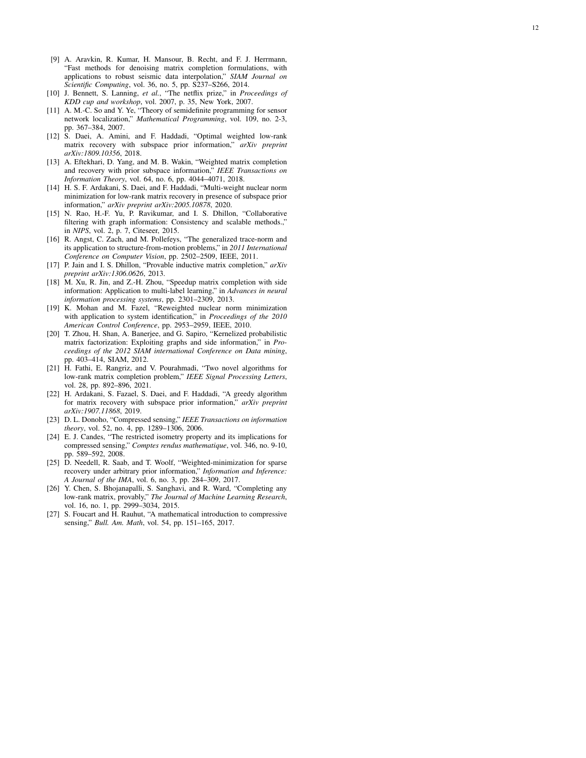[9] A. Aravkin, R. Kumar, H. Mansour, B. Recht, and F. J. Herrmann, "Fast methods for denoising matrix completion formulations, with applications to robust seismic data interpolation," *SIAM Journal on Scientific Computing*, vol. 36, no. 5, pp. S237–S266, 2014.

[10] J. Bennett, S. Lanning, *et al.*, "The netflix prize," in *Proceedings of KDD cup and workshop*, vol. 2007, p. 35, New York, 2007.

[11] A. M.-C. So and Y. Ye, "Theory of semidefinite programming for sensor network localization," *Mathematical Programming*, vol. 109, no. 2-3, pp. 367–384, 2007.

[12] S. Daei, A. Amini, and F. Haddadi, "Optimal weighted low-rank matrix recovery with subspace prior information," *arXiv preprint arXiv:1809.10356*, 2018.

[13] A. Eftekhari, D. Yang, and M. B. Wakin, "Weighted matrix completion and recovery with prior subspace information," *IEEE Transactions on Information Theory*, vol. 64, no. 6, pp. 4044–4071, 2018.

[14] H. S. F. Ardakani, S. Daei, and F. Haddadi, "Multi-weight nuclear norm minimization for low-rank matrix recovery in presence of subspace prior information," *arXiv preprint arXiv:2005.10878*, 2020.

[15] N. Rao, H.-F. Yu, P. Ravikumar, and I. S. Dhillon, "Collaborative filtering with graph information: Consistency and scalable methods.," in *NIPS*, vol. 2, p. 7, Citeseer, 2015.

[16] R. Angst, C. Zach, and M. Pollefeys, "The generalized trace-norm and its application to structure-from-motion problems," in *2011 International Conference on Computer Vision*, pp. 2502–2509, IEEE, 2011.

[17] P. Jain and I. S. Dhillon, "Provable inductive matrix completion," *arXiv preprint arXiv:1306.0626*, 2013.

[18] M. Xu, R. Jin, and Z.-H. Zhou, "Speedup matrix completion with side information: Application to multi-label learning," in *Advances in neural information processing systems*, pp. 2301–2309, 2013.

[19] K. Mohan and M. Fazel, "Reweighted nuclear norm minimization with application to system identification," in *Proceedings of the 2010 American Control Conference*, pp. 2953–2959, IEEE, 2010.

[20] T. Zhou, H. Shan, A. Banerjee, and G. Sapiro, "Kernelized probabilistic matrix factorization: Exploiting graphs and side information," in *Proceedings of the 2012 SIAM international Conference on Data mining*, pp. 403–414, SIAM, 2012.

[21] H. Fathi, E. Rangriz, and V. Pourahmadi, "Two novel algorithms for low-rank matrix completion problem," *IEEE Signal Processing Letters*, vol. 28, pp. 892–896, 2021.

[22] H. Ardakani, S. Fazael, S. Daei, and F. Haddadi, "A greedy algorithm for matrix recovery with subspace prior information," *arXiv preprint arXiv:1907.11868*, 2019.

[23] D. L. Donoho, "Compressed sensing," *IEEE Transactions on information theory*, vol. 52, no. 4, pp. 1289–1306, 2006.

[24] E. J. Candes, "The restricted isometry property and its implications for compressed sensing," *Comptes rendus mathematique*, vol. 346, no. 9-10, pp. 589–592, 2008.

[25] D. Needell, R. Saab, and T. Woolf, "Weighted-minimization for sparse recovery under arbitrary prior information," *Information and Inference: A Journal of the IMA*, vol. 6, no. 3, pp. 284–309, 2017.

[26] Y. Chen, S. Bhojanapalli, S. Sanghavi, and R. Ward, "Completing any low-rank matrix, provably," *The Journal of Machine Learning Research*, vol. 16, no. 1, pp. 2999–3034, 2015.

[27] S. Foucart and H. Rauhut, "A mathematical introduction to compressive sensing," *Bull. Am. Math*, vol. 54, pp. 151–165, 2017.